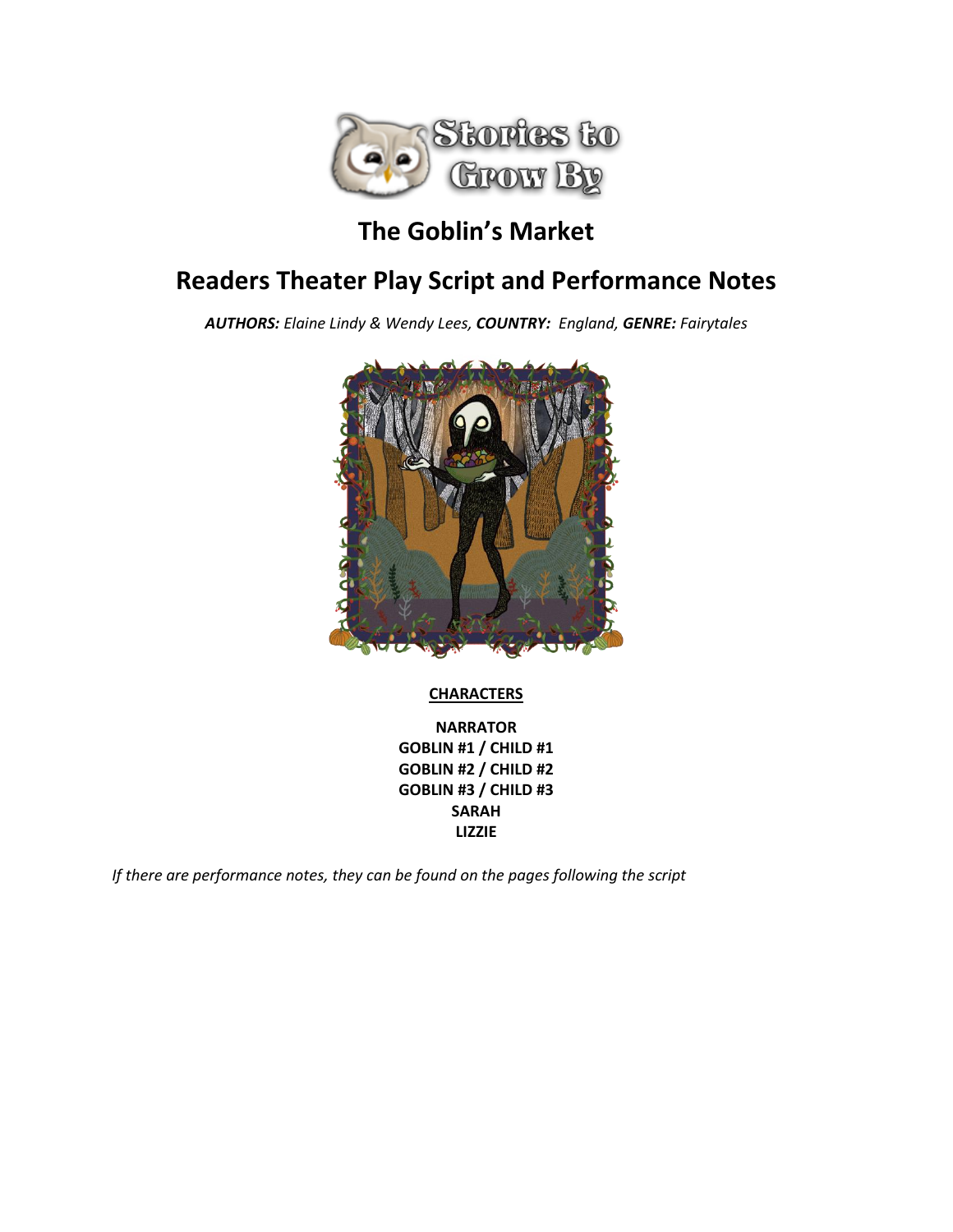# The Goblin's Market

# Readers Theater Play Script and Performance Notes

***AUTHORS:*** *Elaine Lindy & Wendy Lees,* ***COUNTRY:*** *England,* ***GENRE:*** *Fairytales*

**CHARACTERS**

**NARRATOR**
**GOBLIN #1 / CHILD #1**
**GOBLIN #2 / CHILD #2**
**GOBLIN #3 / CHILD #3**
**SARAH**
**LIZZIE**

*If there are performance notes, they can be found on the pages following the script*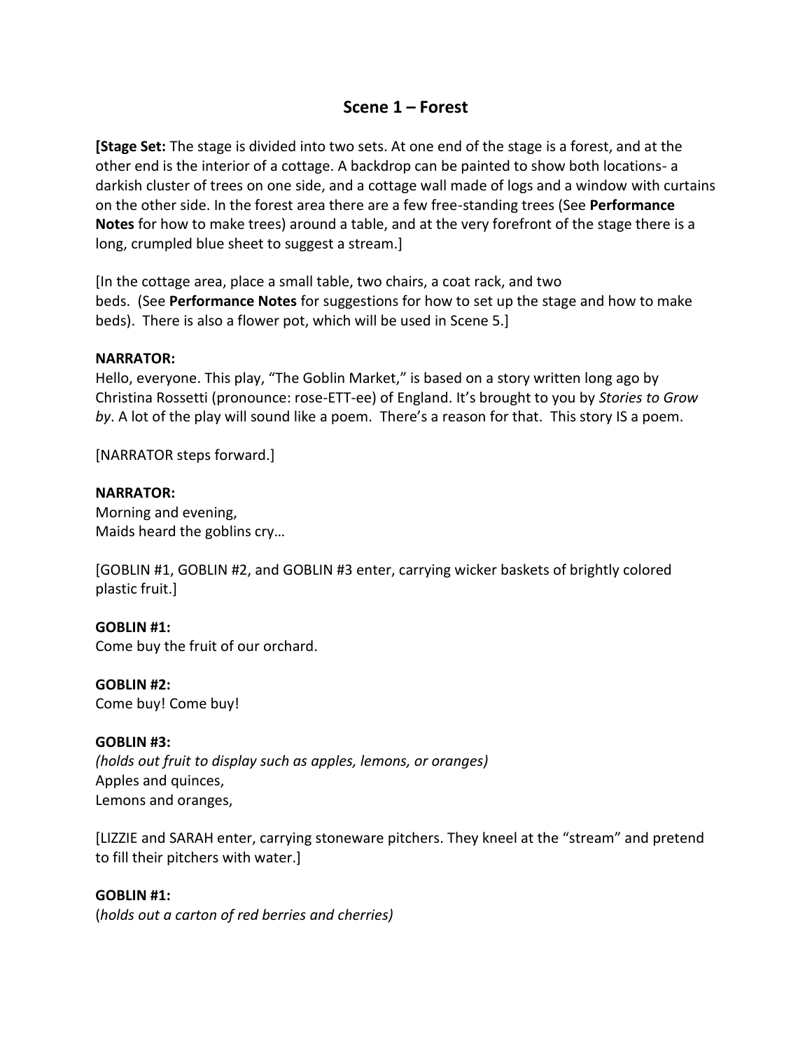## Scene 1 – Forest

**[Stage Set:** The stage is divided into two sets. At one end of the stage is a forest, and at the other end is the interior of a cottage. A backdrop can be painted to show both locations- a darkish cluster of trees on one side, and a cottage wall made of logs and a window with curtains on the other side. In the forest area there are a few free-standing trees (See **Performance Notes** for how to make trees) around a table, and at the very forefront of the stage there is a long, crumpled blue sheet to suggest a stream.]

[In the cottage area, place a small table, two chairs, a coat rack, and two beds. (See **Performance Notes** for suggestions for how to set up the stage and how to make beds). There is also a flower pot, which will be used in Scene 5.]

**NARRATOR:**
Hello, everyone. This play, "The Goblin Market," is based on a story written long ago by Christina Rossetti (pronounce: rose-ETT-ee) of England. It's brought to you by *Stories to Grow by*. A lot of the play will sound like a poem. There's a reason for that. This story IS a poem.

[NARRATOR steps forward.]

**NARRATOR:**
Morning and evening,
Maids heard the goblins cry…

[GOBLIN #1, GOBLIN #2, and GOBLIN #3 enter, carrying wicker baskets of brightly colored plastic fruit.]

**GOBLIN #1:**
Come buy the fruit of our orchard.

**GOBLIN #2:**
Come buy! Come buy!

**GOBLIN #3:**
*(holds out fruit to display such as apples, lemons, or oranges)*
Apples and quinces,
Lemons and oranges,

[LIZZIE and SARAH enter, carrying stoneware pitchers. They kneel at the "stream" and pretend to fill their pitchers with water.]

**GOBLIN #1:**
(*holds out a carton of red berries and cherries)*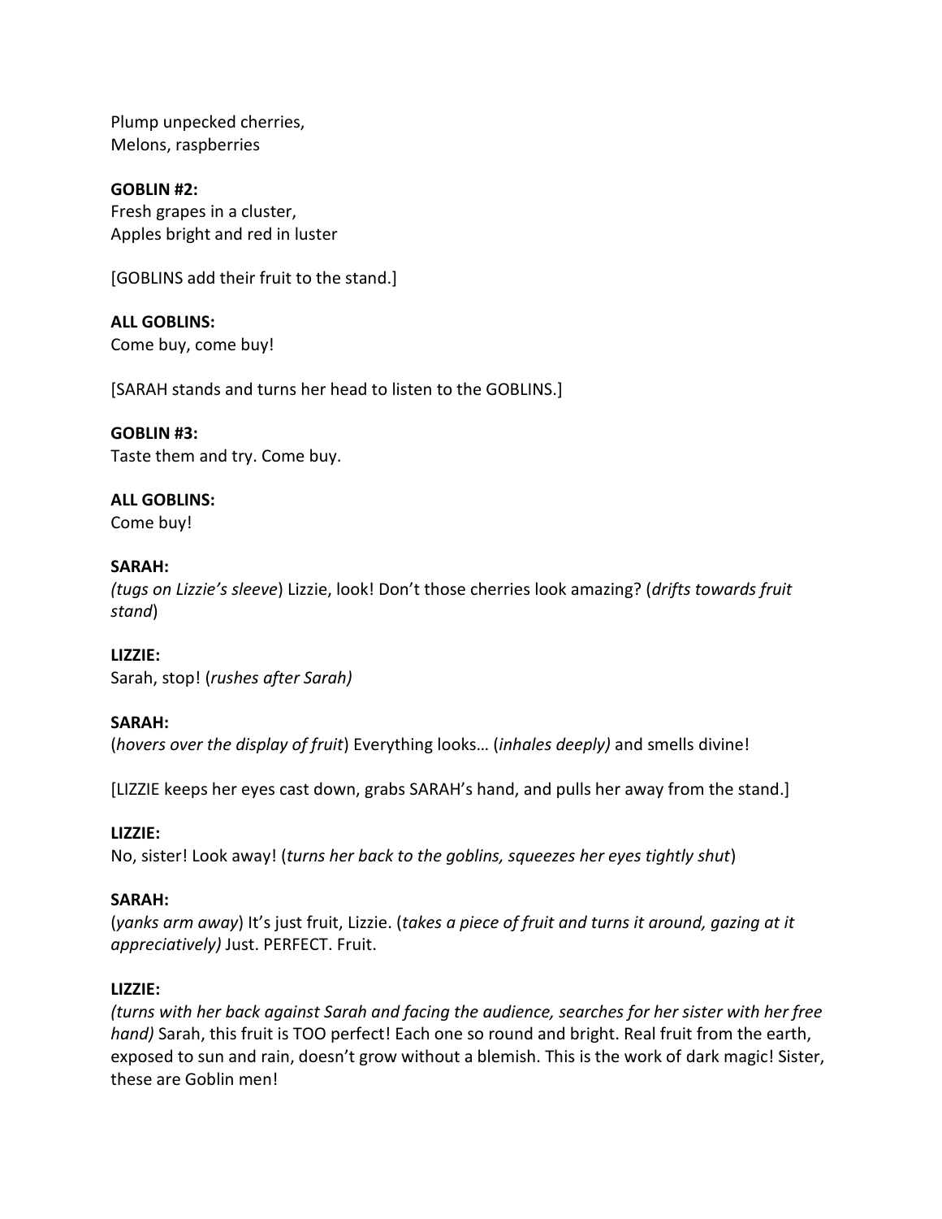Plump unpecked cherries,
Melons, raspberries

**GOBLIN #2:**
Fresh grapes in a cluster,
Apples bright and red in luster

[GOBLINS add their fruit to the stand.]

**ALL GOBLINS:**
Come buy, come buy!

[SARAH stands and turns her head to listen to the GOBLINS.]

**GOBLIN #3:**
Taste them and try. Come buy.

**ALL GOBLINS:**
Come buy!

**SARAH:**
*(tugs on Lizzie's sleeve*) Lizzie, look! Don't those cherries look amazing? (*drifts towards fruit stand*)

**LIZZIE:**
Sarah, stop! (*rushes after Sarah)*

**SARAH:**
(*hovers over the display of fruit*) Everything looks… (*inhales deeply)* and smells divine!

[LIZZIE keeps her eyes cast down, grabs SARAH's hand, and pulls her away from the stand.]

**LIZZIE:**
No, sister! Look away! (*turns her back to the goblins, squeezes her eyes tightly shut*)

**SARAH:**
(*yanks arm away*) It's just fruit, Lizzie. (*takes a piece of fruit and turns it around, gazing at it appreciatively)* Just. PERFECT. Fruit.

**LIZZIE:**
*(turns with her back against Sarah and facing the audience, searches for her sister with her free hand)* Sarah, this fruit is TOO perfect! Each one so round and bright. Real fruit from the earth, exposed to sun and rain, doesn't grow without a blemish. This is the work of dark magic! Sister, these are Goblin men!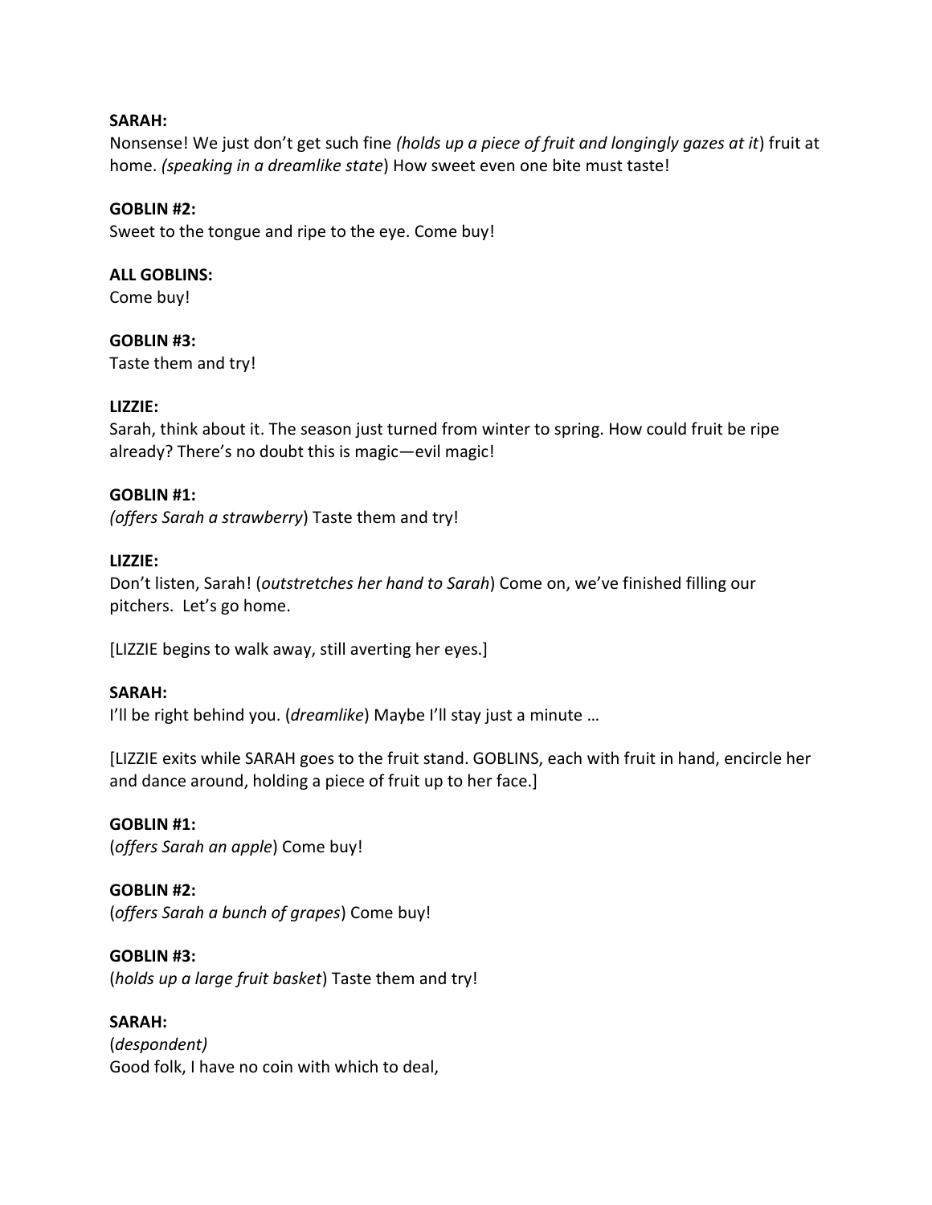**SARAH:**
Nonsense! We just don't get such fine *(holds up a piece of fruit and longingly gazes at it*) fruit at home. *(speaking in a dreamlike state*) How sweet even one bite must taste!

**GOBLIN #2:**
Sweet to the tongue and ripe to the eye. Come buy!

**ALL GOBLINS:**
Come buy!

**GOBLIN #3:**
Taste them and try!

**LIZZIE:**
Sarah, think about it. The season just turned from winter to spring. How could fruit be ripe already? There's no doubt this is magic—evil magic!

**GOBLIN #1:**
*(offers Sarah a strawberry*) Taste them and try!

**LIZZIE:**
Don't listen, Sarah! (*outstretches her hand to Sarah*) Come on, we've finished filling our pitchers. Let's go home.

[LIZZIE begins to walk away, still averting her eyes.]

**SARAH:**
I'll be right behind you. (*dreamlike*) Maybe I'll stay just a minute …

[LIZZIE exits while SARAH goes to the fruit stand. GOBLINS, each with fruit in hand, encircle her and dance around, holding a piece of fruit up to her face.]

**GOBLIN #1:**
(*offers Sarah an apple*) Come buy!

**GOBLIN #2:**
(*offers Sarah a bunch of grapes*) Come buy!

**GOBLIN #3:**
(*holds up a large fruit basket*) Taste them and try!

**SARAH:**
(*despondent)*
Good folk, I have no coin with which to deal,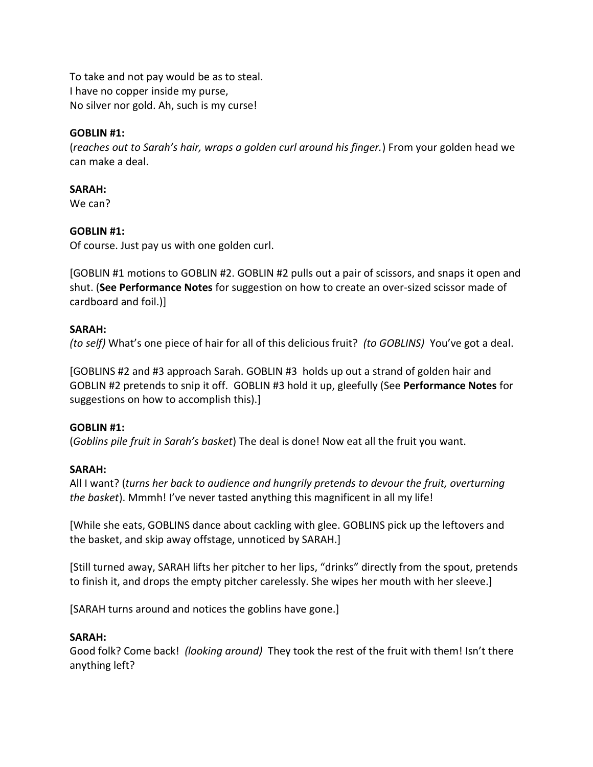To take and not pay would be as to steal.
I have no copper inside my purse,
No silver nor gold. Ah, such is my curse!

**GOBLIN #1:**
(*reaches out to Sarah's hair, wraps a golden curl around his finger.*) From your golden head we can make a deal.

**SARAH:**
We can?

**GOBLIN #1:**
Of course. Just pay us with one golden curl.

[GOBLIN #1 motions to GOBLIN #2. GOBLIN #2 pulls out a pair of scissors, and snaps it open and shut. (**See Performance Notes** for suggestion on how to create an over-sized scissor made of cardboard and foil.)]

**SARAH:**
*(to self)* What's one piece of hair for all of this delicious fruit? *(to GOBLINS)* You've got a deal.

[GOBLINS #2 and #3 approach Sarah. GOBLIN #3 holds up out a strand of golden hair and GOBLIN #2 pretends to snip it off. GOBLIN #3 hold it up, gleefully (See **Performance Notes** for suggestions on how to accomplish this).]

**GOBLIN #1:**
(*Goblins pile fruit in Sarah's basket*) The deal is done! Now eat all the fruit you want.

**SARAH:**
All I want? (*turns her back to audience and hungrily pretends to devour the fruit, overturning the basket*). Mmmh! I've never tasted anything this magnificent in all my life!

[While she eats, GOBLINS dance about cackling with glee. GOBLINS pick up the leftovers and the basket, and skip away offstage, unnoticed by SARAH.]

[Still turned away, SARAH lifts her pitcher to her lips, "drinks" directly from the spout, pretends to finish it, and drops the empty pitcher carelessly. She wipes her mouth with her sleeve.]

[SARAH turns around and notices the goblins have gone.]

**SARAH:**
Good folk? Come back! *(looking around)* They took the rest of the fruit with them! Isn't there anything left?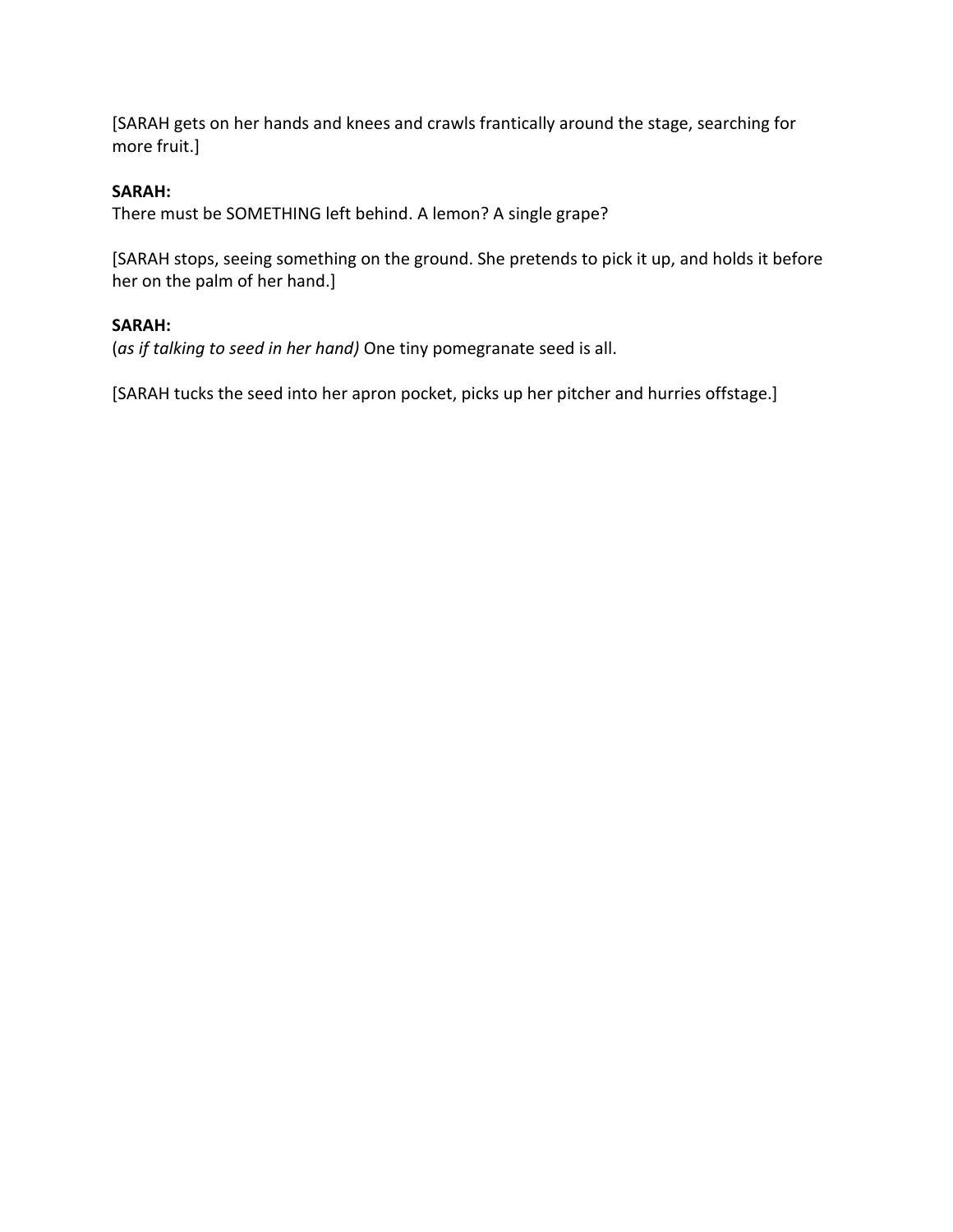[SARAH gets on her hands and knees and crawls frantically around the stage, searching for more fruit.]

**SARAH:**
There must be SOMETHING left behind. A lemon? A single grape?

[SARAH stops, seeing something on the ground. She pretends to pick it up, and holds it before her on the palm of her hand.]

**SARAH:**
(*as if talking to seed in her hand)* One tiny pomegranate seed is all.

[SARAH tucks the seed into her apron pocket, picks up her pitcher and hurries offstage.]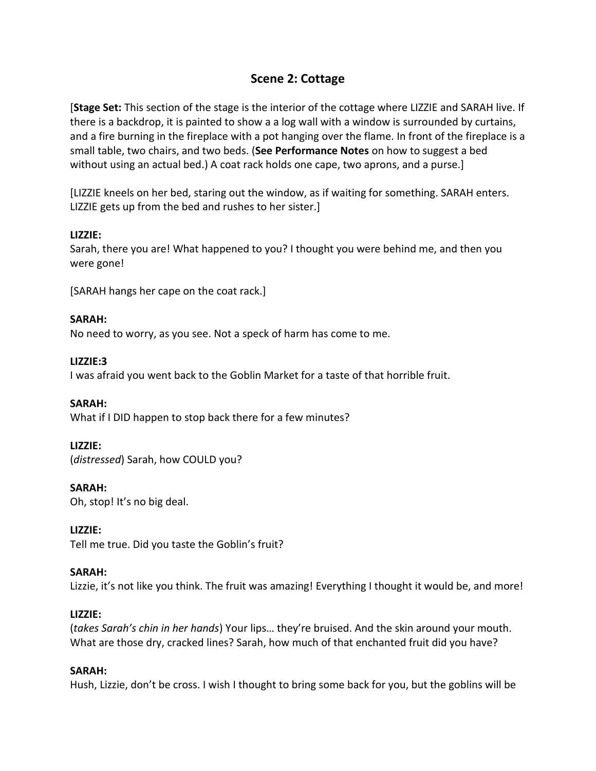## Scene 2: Cottage

[**Stage Set:** This section of the stage is the interior of the cottage where LIZZIE and SARAH live. If there is a backdrop, it is painted to show a a log wall with a window is surrounded by curtains, and a fire burning in the fireplace with a pot hanging over the flame. In front of the fireplace is a small table, two chairs, and two beds. (**See Performance Notes** on how to suggest a bed without using an actual bed.) A coat rack holds one cape, two aprons, and a purse.]

[LIZZIE kneels on her bed, staring out the window, as if waiting for something. SARAH enters. LIZZIE gets up from the bed and rushes to her sister.]

**LIZZIE:**
Sarah, there you are! What happened to you? I thought you were behind me, and then you were gone!

[SARAH hangs her cape on the coat rack.]

**SARAH:**
No need to worry, as you see. Not a speck of harm has come to me.

**LIZZIE:3**
I was afraid you went back to the Goblin Market for a taste of that horrible fruit.

**SARAH:**
What if I DID happen to stop back there for a few minutes?

**LIZZIE:**
(*distressed*) Sarah, how COULD you?

**SARAH:**
Oh, stop! It's no big deal.

**LIZZIE:**
Tell me true. Did you taste the Goblin's fruit?

**SARAH:**
Lizzie, it's not like you think. The fruit was amazing! Everything I thought it would be, and more!

**LIZZIE:**
(*takes Sarah's chin in her hands*) Your lips… they're bruised. And the skin around your mouth. What are those dry, cracked lines? Sarah, how much of that enchanted fruit did you have?

**SARAH:**
Hush, Lizzie, don't be cross. I wish I thought to bring some back for you, but the goblins will be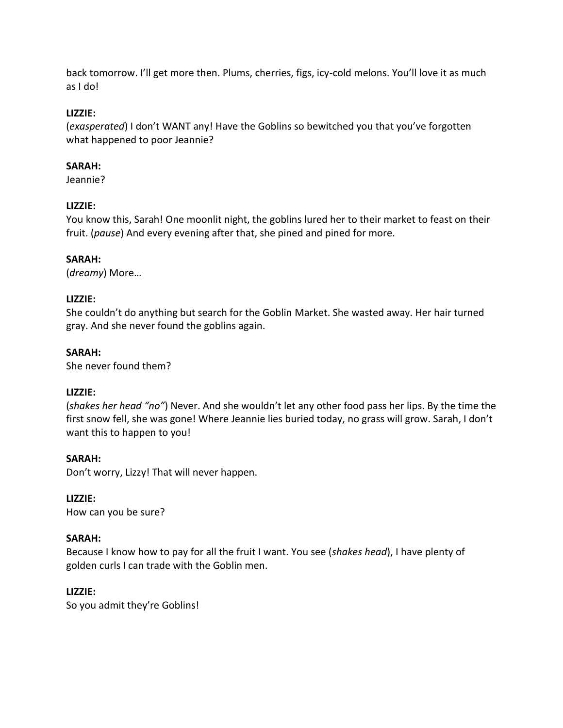back tomorrow. I'll get more then. Plums, cherries, figs, icy-cold melons. You'll love it as much as I do!

**LIZZIE:**
(*exasperated*) I don't WANT any! Have the Goblins so bewitched you that you've forgotten what happened to poor Jeannie?

**SARAH:**
Jeannie?

**LIZZIE:**
You know this, Sarah! One moonlit night, the goblins lured her to their market to feast on their fruit. (*pause*) And every evening after that, she pined and pined for more.

**SARAH:**
(*dreamy*) More…

**LIZZIE:**
She couldn't do anything but search for the Goblin Market. She wasted away. Her hair turned gray. And she never found the goblins again.

**SARAH:**
She never found them?

**LIZZIE:**
(*shakes her head "no"*) Never. And she wouldn't let any other food pass her lips. By the time the first snow fell, she was gone! Where Jeannie lies buried today, no grass will grow. Sarah, I don't want this to happen to you!

**SARAH:**
Don't worry, Lizzy! That will never happen.

**LIZZIE:**
How can you be sure?

**SARAH:**
Because I know how to pay for all the fruit I want. You see (*shakes head*), I have plenty of golden curls I can trade with the Goblin men.

**LIZZIE:**
So you admit they're Goblins!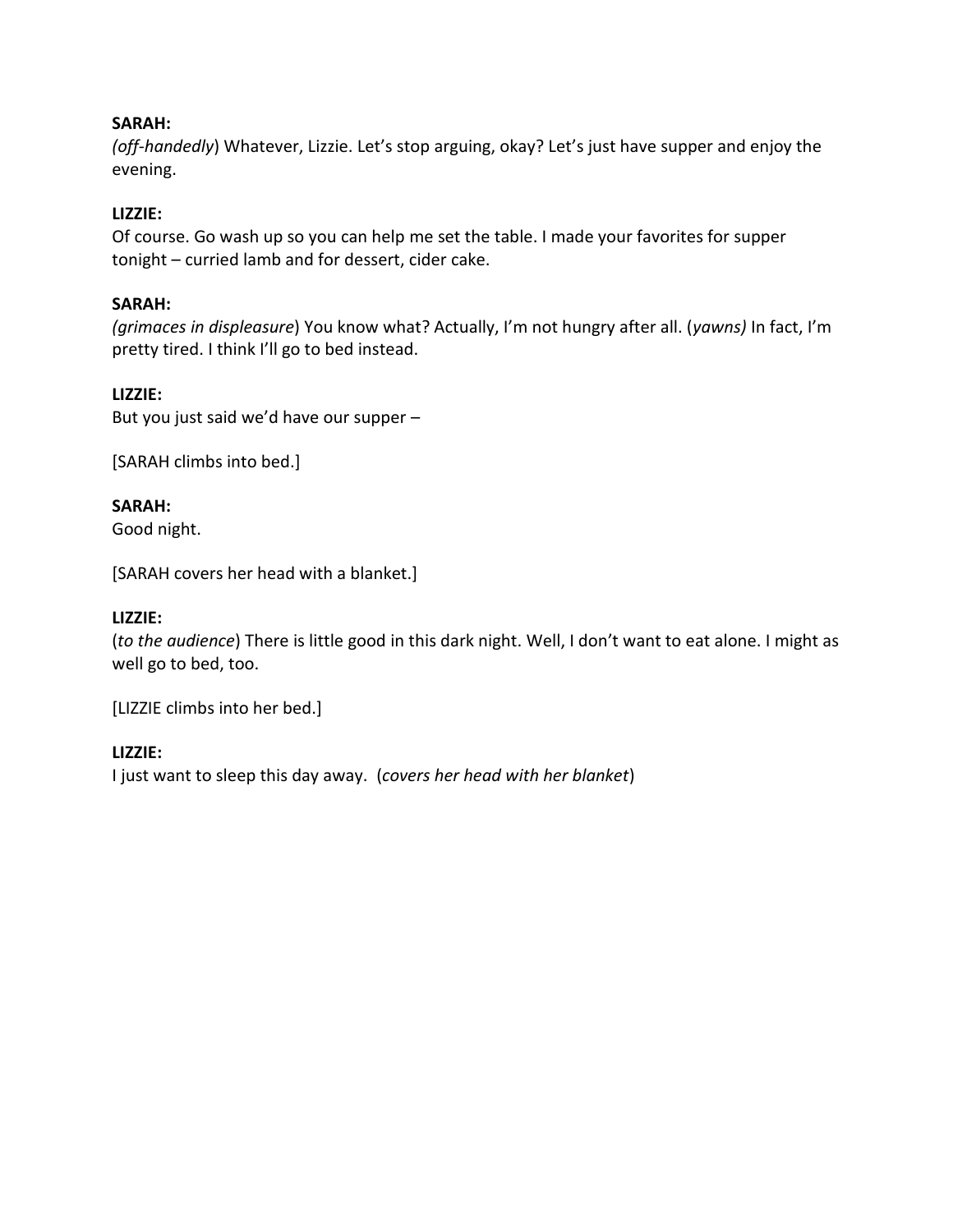**SARAH:**
*(off-handedly*) Whatever, Lizzie. Let's stop arguing, okay? Let's just have supper and enjoy the evening.

**LIZZIE:**
Of course. Go wash up so you can help me set the table. I made your favorites for supper tonight – curried lamb and for dessert, cider cake.

**SARAH:**
*(grimaces in displeasure*) You know what? Actually, I'm not hungry after all. (*yawns)* In fact, I'm pretty tired. I think I'll go to bed instead.

**LIZZIE:**
But you just said we'd have our supper –

[SARAH climbs into bed.]

**SARAH:**
Good night.

[SARAH covers her head with a blanket.]

**LIZZIE:**
(*to the audience*) There is little good in this dark night. Well, I don't want to eat alone. I might as well go to bed, too.

[LIZZIE climbs into her bed.]

**LIZZIE:**
I just want to sleep this day away. (*covers her head with her blanket*)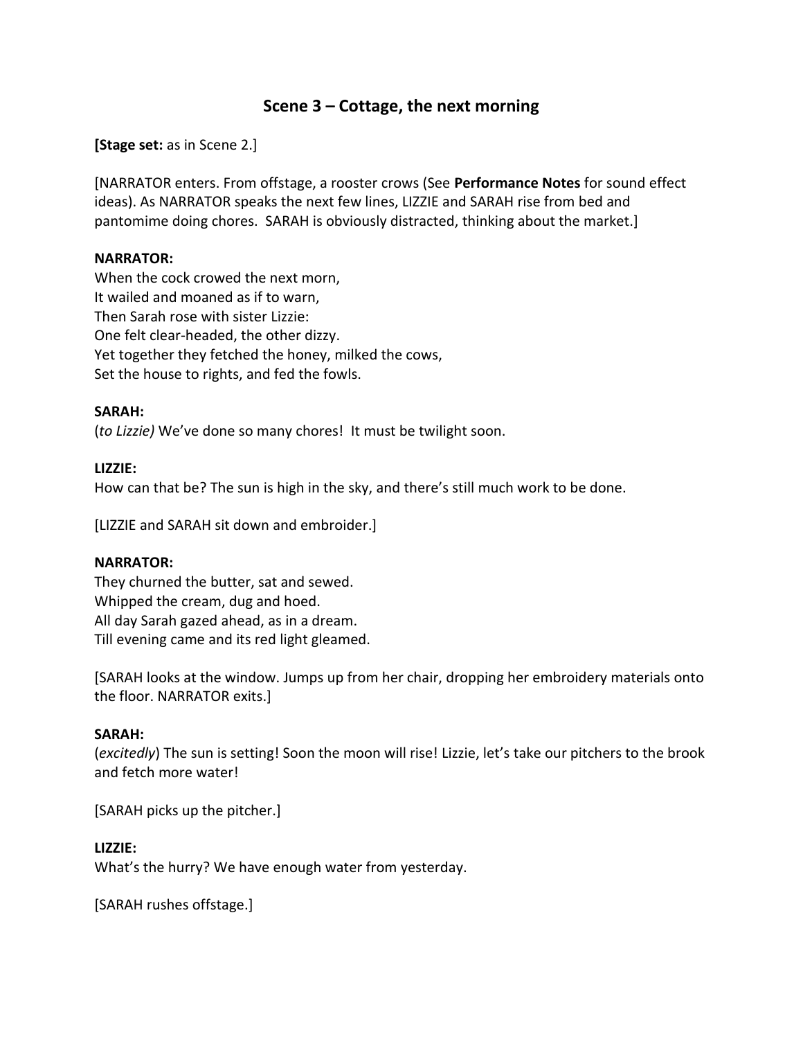## Scene 3 – Cottage, the next morning

**[Stage set:** as in Scene 2.]

[NARRATOR enters. From offstage, a rooster crows (See **Performance Notes** for sound effect ideas). As NARRATOR speaks the next few lines, LIZZIE and SARAH rise from bed and pantomime doing chores. SARAH is obviously distracted, thinking about the market.]

**NARRATOR:**
When the cock crowed the next morn,
It wailed and moaned as if to warn,
Then Sarah rose with sister Lizzie:
One felt clear-headed, the other dizzy.
Yet together they fetched the honey, milked the cows,
Set the house to rights, and fed the fowls.

**SARAH:**
(*to Lizzie)* We've done so many chores! It must be twilight soon.

**LIZZIE:**
How can that be? The sun is high in the sky, and there's still much work to be done.

[LIZZIE and SARAH sit down and embroider.]

**NARRATOR:**
They churned the butter, sat and sewed.
Whipped the cream, dug and hoed.
All day Sarah gazed ahead, as in a dream.
Till evening came and its red light gleamed.

[SARAH looks at the window. Jumps up from her chair, dropping her embroidery materials onto the floor. NARRATOR exits.]

**SARAH:**
(*excitedly*) The sun is setting! Soon the moon will rise! Lizzie, let's take our pitchers to the brook and fetch more water!

[SARAH picks up the pitcher.]

**LIZZIE:**
What's the hurry? We have enough water from yesterday.

[SARAH rushes offstage.]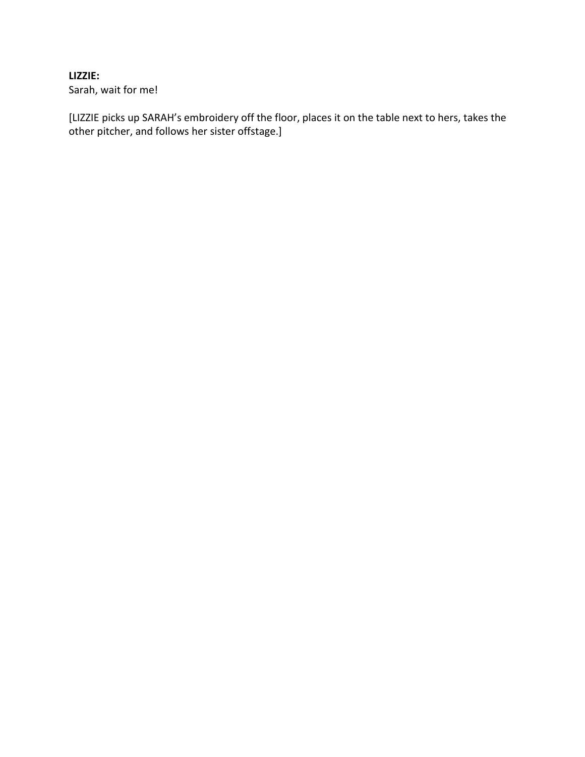**LIZZIE:**
Sarah, wait for me!

[LIZZIE picks up SARAH's embroidery off the floor, places it on the table next to hers, takes the other pitcher, and follows her sister offstage.]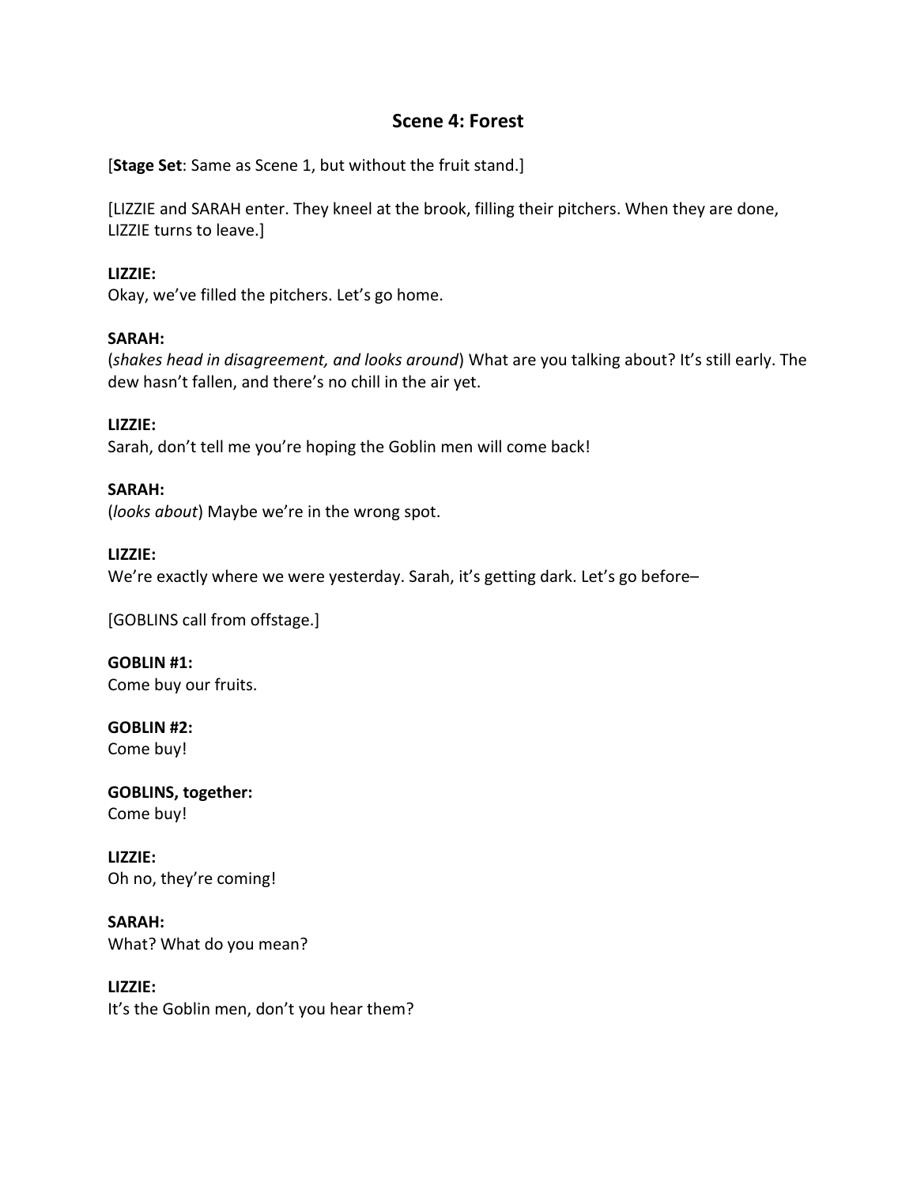## Scene 4: Forest

[**Stage Set**: Same as Scene 1, but without the fruit stand.]

[LIZZIE and SARAH enter. They kneel at the brook, filling their pitchers. When they are done, LIZZIE turns to leave.]

**LIZZIE:**
Okay, we've filled the pitchers. Let's go home.

**SARAH:**
(*shakes head in disagreement, and looks around*) What are you talking about? It's still early. The dew hasn't fallen, and there's no chill in the air yet.

**LIZZIE:**
Sarah, don't tell me you're hoping the Goblin men will come back!

**SARAH:**
(*looks about*) Maybe we're in the wrong spot.

**LIZZIE:**
We're exactly where we were yesterday. Sarah, it's getting dark. Let's go before–

[GOBLINS call from offstage.]

**GOBLIN #1:**
Come buy our fruits.

**GOBLIN #2:**
Come buy!

**GOBLINS, together:**
Come buy!

**LIZZIE:**
Oh no, they're coming!

**SARAH:**
What? What do you mean?

**LIZZIE:**
It's the Goblin men, don't you hear them?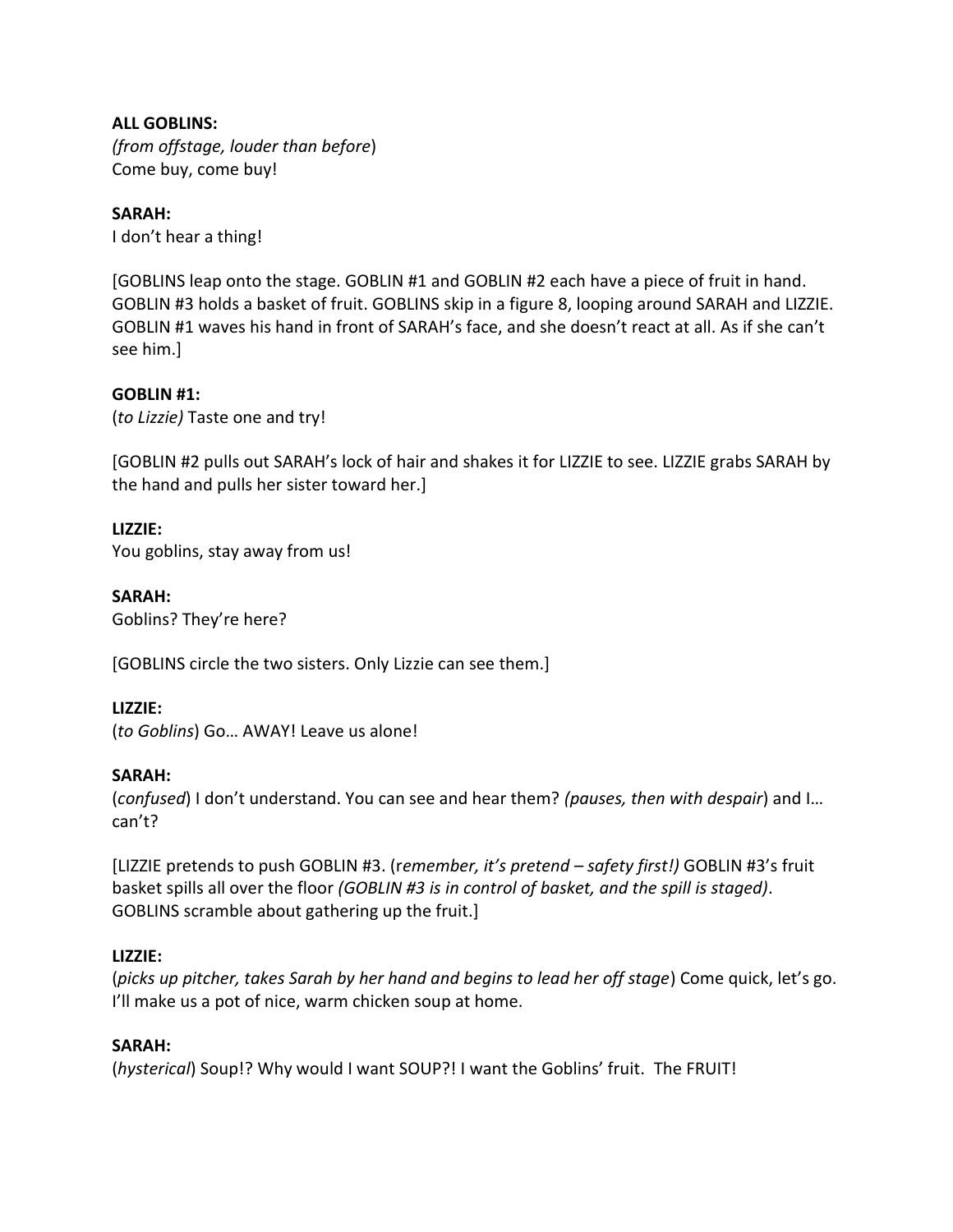**ALL GOBLINS:**
*(from offstage, louder than before*)
Come buy, come buy!

**SARAH:**
I don't hear a thing!

[GOBLINS leap onto the stage. GOBLIN #1 and GOBLIN #2 each have a piece of fruit in hand. GOBLIN #3 holds a basket of fruit. GOBLINS skip in a figure 8, looping around SARAH and LIZZIE. GOBLIN #1 waves his hand in front of SARAH's face, and she doesn't react at all. As if she can't see him.]

**GOBLIN #1:**
(*to Lizzie)* Taste one and try!

[GOBLIN #2 pulls out SARAH's lock of hair and shakes it for LIZZIE to see. LIZZIE grabs SARAH by the hand and pulls her sister toward her.]

**LIZZIE:**
You goblins, stay away from us!

**SARAH:**
Goblins? They're here?

[GOBLINS circle the two sisters. Only Lizzie can see them.]

**LIZZIE:**
(*to Goblins*) Go… AWAY! Leave us alone!

**SARAH:**
(*confused*) I don't understand. You can see and hear them? *(pauses, then with despair*) and I… can't?

[LIZZIE pretends to push GOBLIN #3. (r*emember, it's pretend – safety first!)* GOBLIN #3's fruit basket spills all over the floor *(GOBLIN #3 is in control of basket, and the spill is staged)*. GOBLINS scramble about gathering up the fruit.]

**LIZZIE:**
(*picks up pitcher, takes Sarah by her hand and begins to lead her off stage*) Come quick, let's go. I'll make us a pot of nice, warm chicken soup at home.

**SARAH:**
(*hysterical*) Soup!? Why would I want SOUP?! I want the Goblins' fruit. The FRUIT!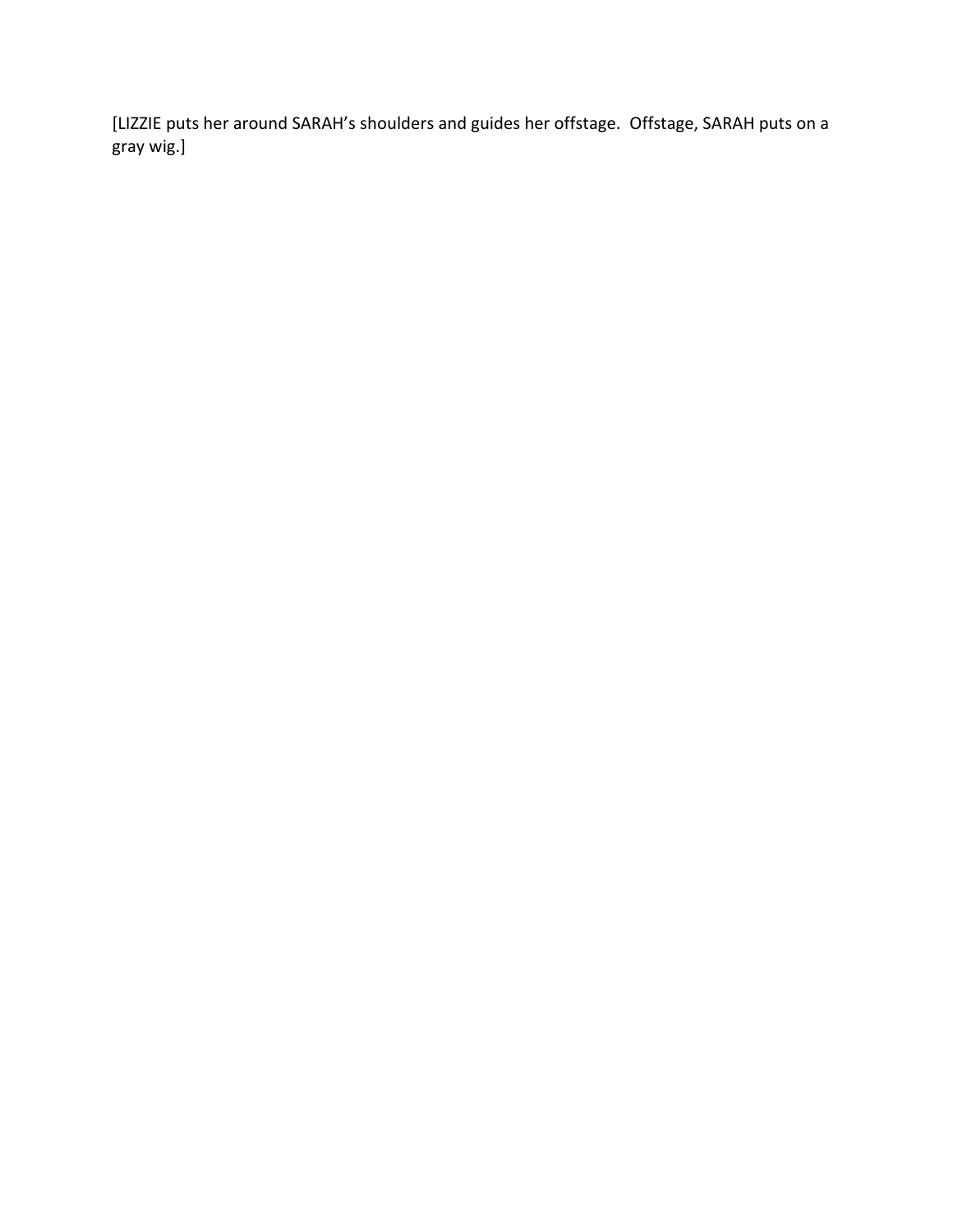[LIZZIE puts her around SARAH's shoulders and guides her offstage.  Offstage, SARAH puts on a gray wig.]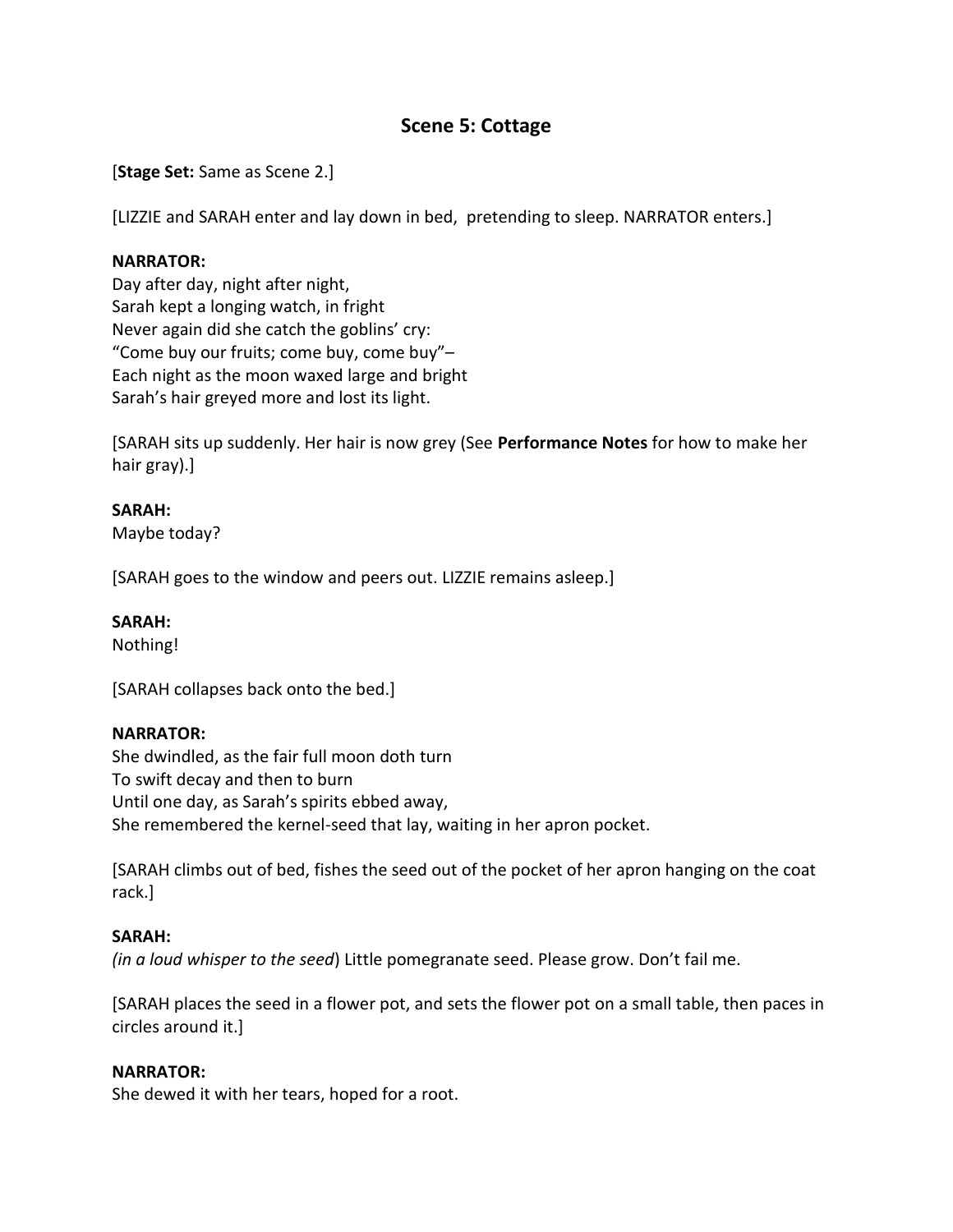## Scene 5: Cottage

[**Stage Set:** Same as Scene 2.]

[LIZZIE and SARAH enter and lay down in bed, pretending to sleep. NARRATOR enters.]

**NARRATOR:**
Day after day, night after night,
Sarah kept a longing watch, in fright
Never again did she catch the goblins' cry:
"Come buy our fruits; come buy, come buy"–
Each night as the moon waxed large and bright
Sarah's hair greyed more and lost its light.

[SARAH sits up suddenly. Her hair is now grey (See **Performance Notes** for how to make her hair gray).]

**SARAH:**
Maybe today?

[SARAH goes to the window and peers out. LIZZIE remains asleep.]

**SARAH:**
Nothing!

[SARAH collapses back onto the bed.]

**NARRATOR:**
She dwindled, as the fair full moon doth turn
To swift decay and then to burn
Until one day, as Sarah's spirits ebbed away,
She remembered the kernel-seed that lay, waiting in her apron pocket.

[SARAH climbs out of bed, fishes the seed out of the pocket of her apron hanging on the coat rack.]

**SARAH:**
*(in a loud whisper to the seed*) Little pomegranate seed. Please grow. Don't fail me.

[SARAH places the seed in a flower pot, and sets the flower pot on a small table, then paces in circles around it.]

**NARRATOR:**
She dewed it with her tears, hoped for a root.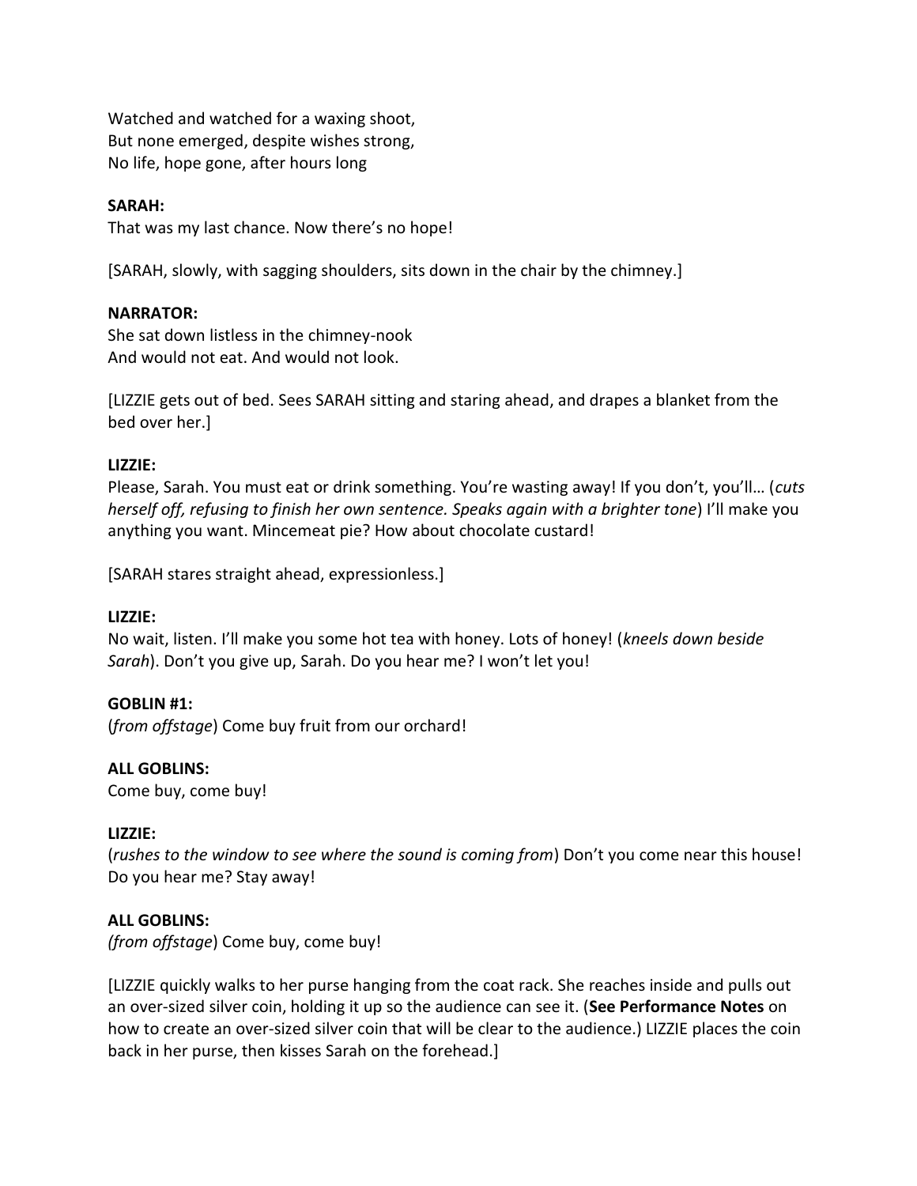Watched and watched for a waxing shoot,
But none emerged, despite wishes strong,
No life, hope gone, after hours long

**SARAH:**
That was my last chance. Now there's no hope!

[SARAH, slowly, with sagging shoulders, sits down in the chair by the chimney.]

**NARRATOR:**
She sat down listless in the chimney-nook
And would not eat. And would not look.

[LIZZIE gets out of bed. Sees SARAH sitting and staring ahead, and drapes a blanket from the bed over her.]

**LIZZIE:**
Please, Sarah. You must eat or drink something. You're wasting away! If you don't, you'll… (*cuts herself off, refusing to finish her own sentence. Speaks again with a brighter tone*) I'll make you anything you want. Mincemeat pie? How about chocolate custard!

[SARAH stares straight ahead, expressionless.]

**LIZZIE:**
No wait, listen. I'll make you some hot tea with honey. Lots of honey! (*kneels down beside Sarah*). Don't you give up, Sarah. Do you hear me? I won't let you!

**GOBLIN #1:**
(*from offstage*) Come buy fruit from our orchard!

**ALL GOBLINS:**
Come buy, come buy!

**LIZZIE:**
(*rushes to the window to see where the sound is coming from*) Don't you come near this house! Do you hear me? Stay away!

**ALL GOBLINS:**
*(from offstage*) Come buy, come buy!

[LIZZIE quickly walks to her purse hanging from the coat rack. She reaches inside and pulls out an over-sized silver coin, holding it up so the audience can see it. (**See Performance Notes** on how to create an over-sized silver coin that will be clear to the audience.) LIZZIE places the coin back in her purse, then kisses Sarah on the forehead.]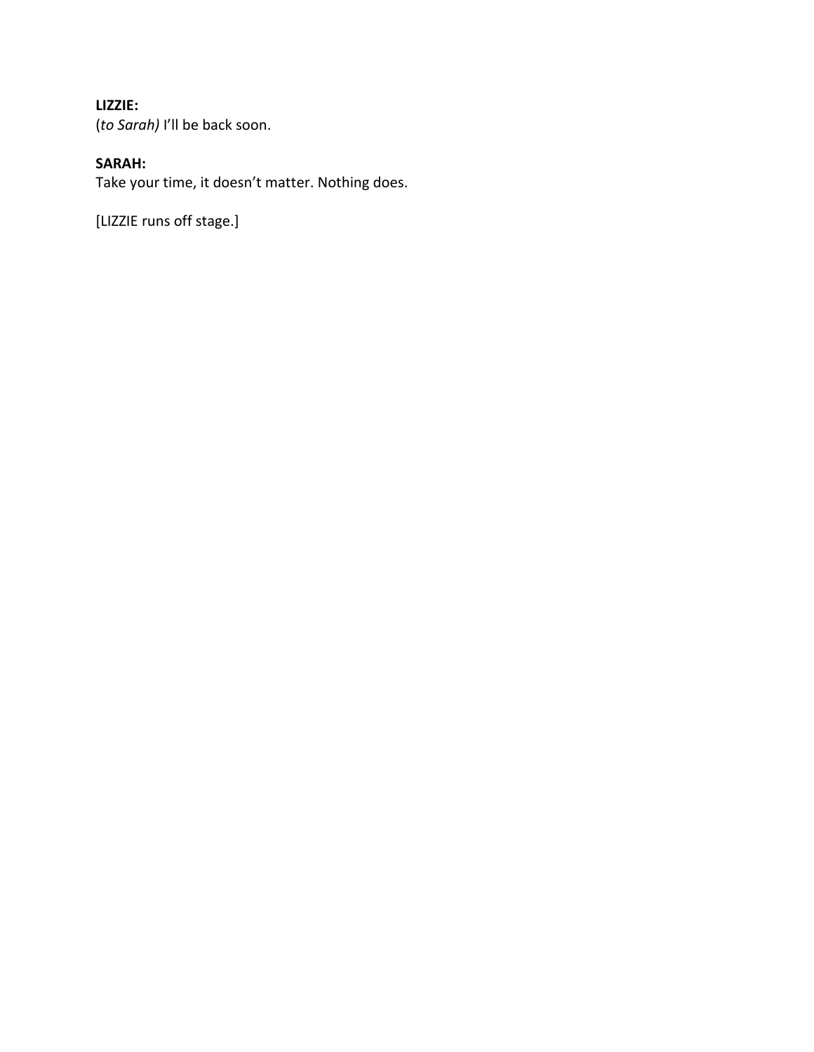**LIZZIE:**
(*to Sarah)* I'll be back soon.

**SARAH:**
Take your time, it doesn't matter. Nothing does.

[LIZZIE runs off stage.]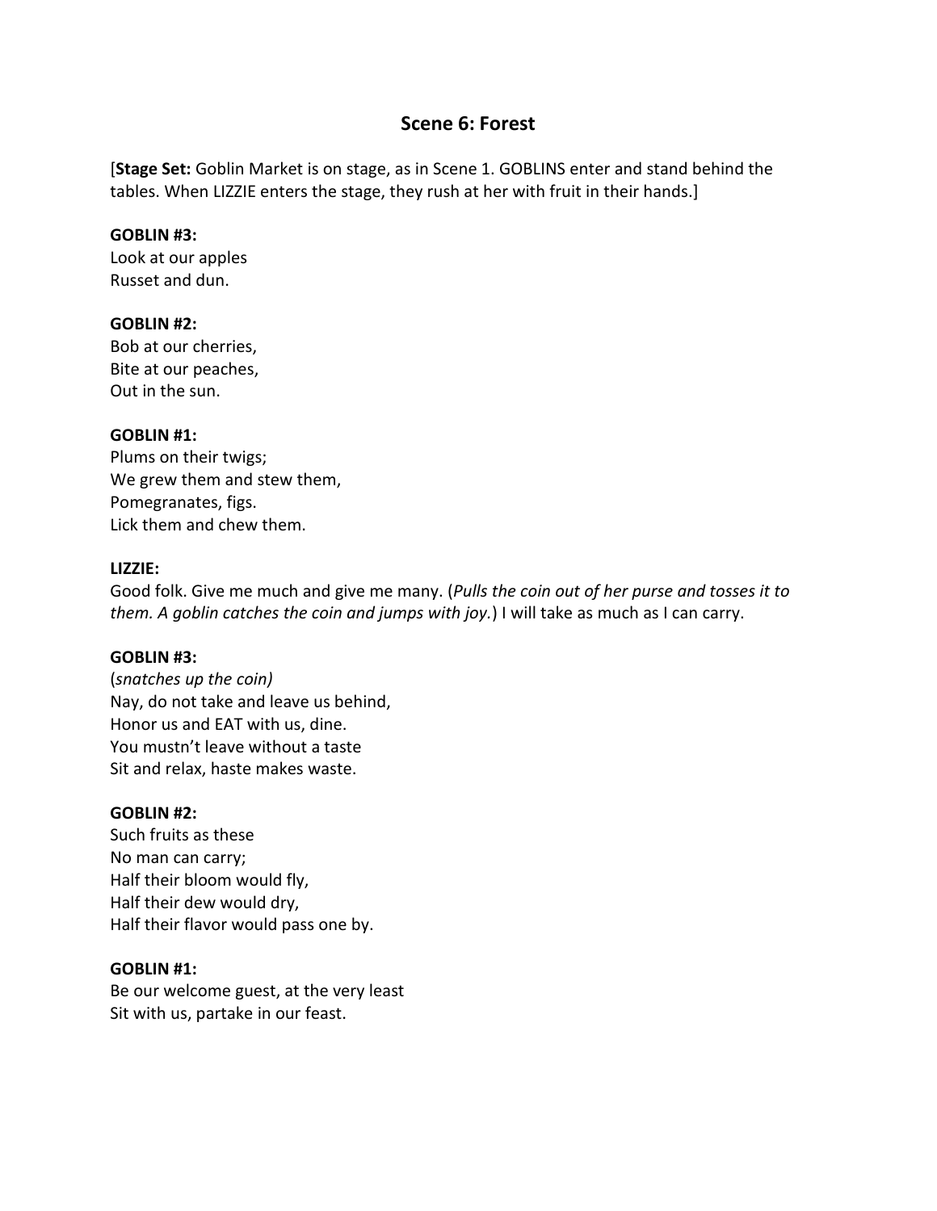## Scene 6: Forest

[**Stage Set:** Goblin Market is on stage, as in Scene 1. GOBLINS enter and stand behind the tables. When LIZZIE enters the stage, they rush at her with fruit in their hands.]

**GOBLIN #3:**  
Look at our apples  
Russet and dun.

**GOBLIN #2:**  
Bob at our cherries,  
Bite at our peaches,  
Out in the sun.

**GOBLIN #1:**  
Plums on their twigs;  
We grew them and stew them,  
Pomegranates, figs.  
Lick them and chew them.

**LIZZIE:**  
Good folk. Give me much and give me many. (*Pulls the coin out of her purse and tosses it to them. A goblin catches the coin and jumps with joy.*) I will take as much as I can carry.

**GOBLIN #3:**  
(*snatches up the coin)*  
Nay, do not take and leave us behind,  
Honor us and EAT with us, dine.  
You mustn't leave without a taste  
Sit and relax, haste makes waste.

**GOBLIN #2:**  
Such fruits as these  
No man can carry;  
Half their bloom would fly,  
Half their dew would dry,  
Half their flavor would pass one by.

**GOBLIN #1:**  
Be our welcome guest, at the very least  
Sit with us, partake in our feast.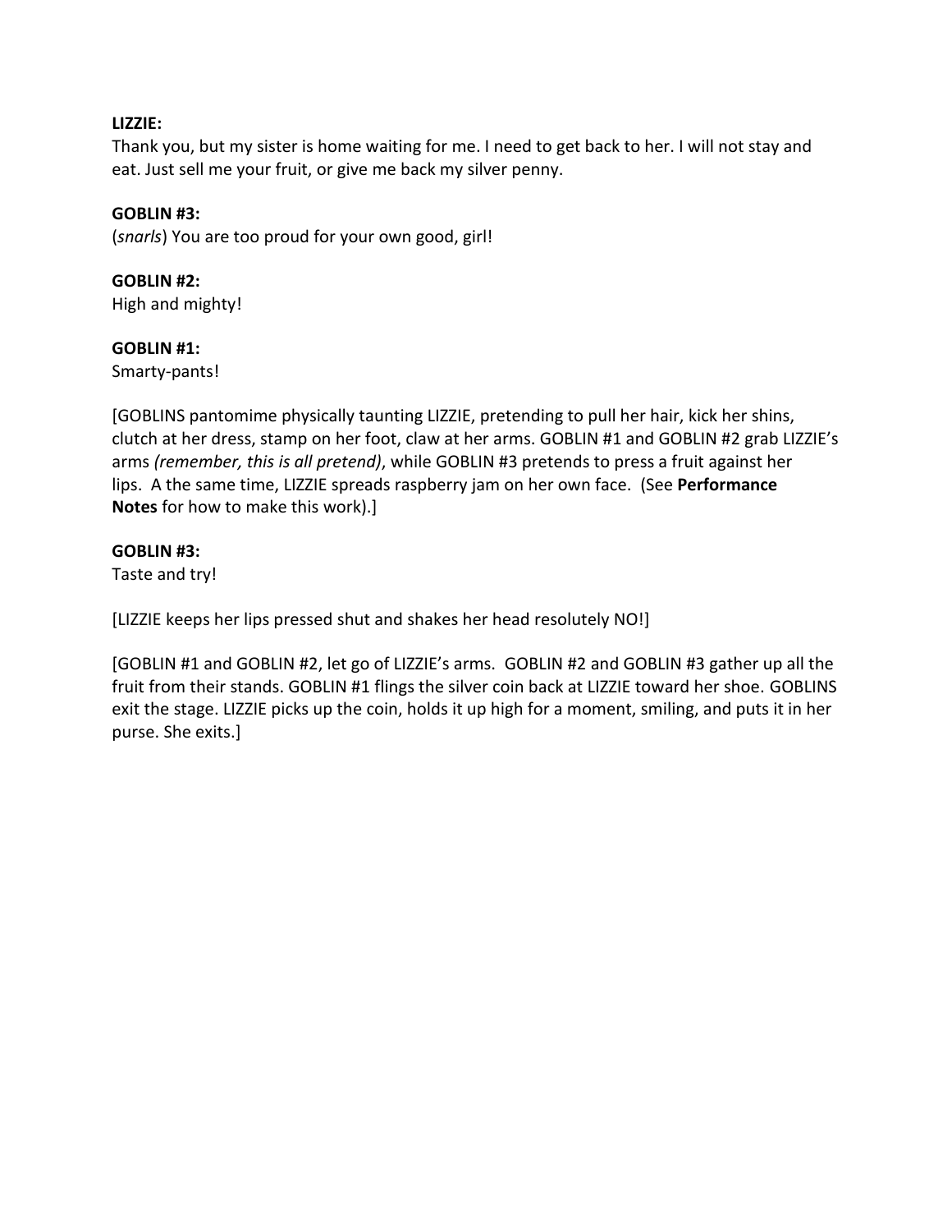**LIZZIE:**
Thank you, but my sister is home waiting for me. I need to get back to her. I will not stay and eat. Just sell me your fruit, or give me back my silver penny.

**GOBLIN #3:**
(*snarls*) You are too proud for your own good, girl!

**GOBLIN #2:**
High and mighty!

**GOBLIN #1:**
Smarty-pants!

[GOBLINS pantomime physically taunting LIZZIE, pretending to pull her hair, kick her shins, clutch at her dress, stamp on her foot, claw at her arms. GOBLIN #1 and GOBLIN #2 grab LIZZIE's arms *(remember, this is all pretend)*, while GOBLIN #3 pretends to press a fruit against her lips. A the same time, LIZZIE spreads raspberry jam on her own face. (See **Performance Notes** for how to make this work).]

**GOBLIN #3:**
Taste and try!

[LIZZIE keeps her lips pressed shut and shakes her head resolutely NO!]

[GOBLIN #1 and GOBLIN #2, let go of LIZZIE's arms. GOBLIN #2 and GOBLIN #3 gather up all the fruit from their stands. GOBLIN #1 flings the silver coin back at LIZZIE toward her shoe. GOBLINS exit the stage. LIZZIE picks up the coin, holds it up high for a moment, smiling, and puts it in her purse. She exits.]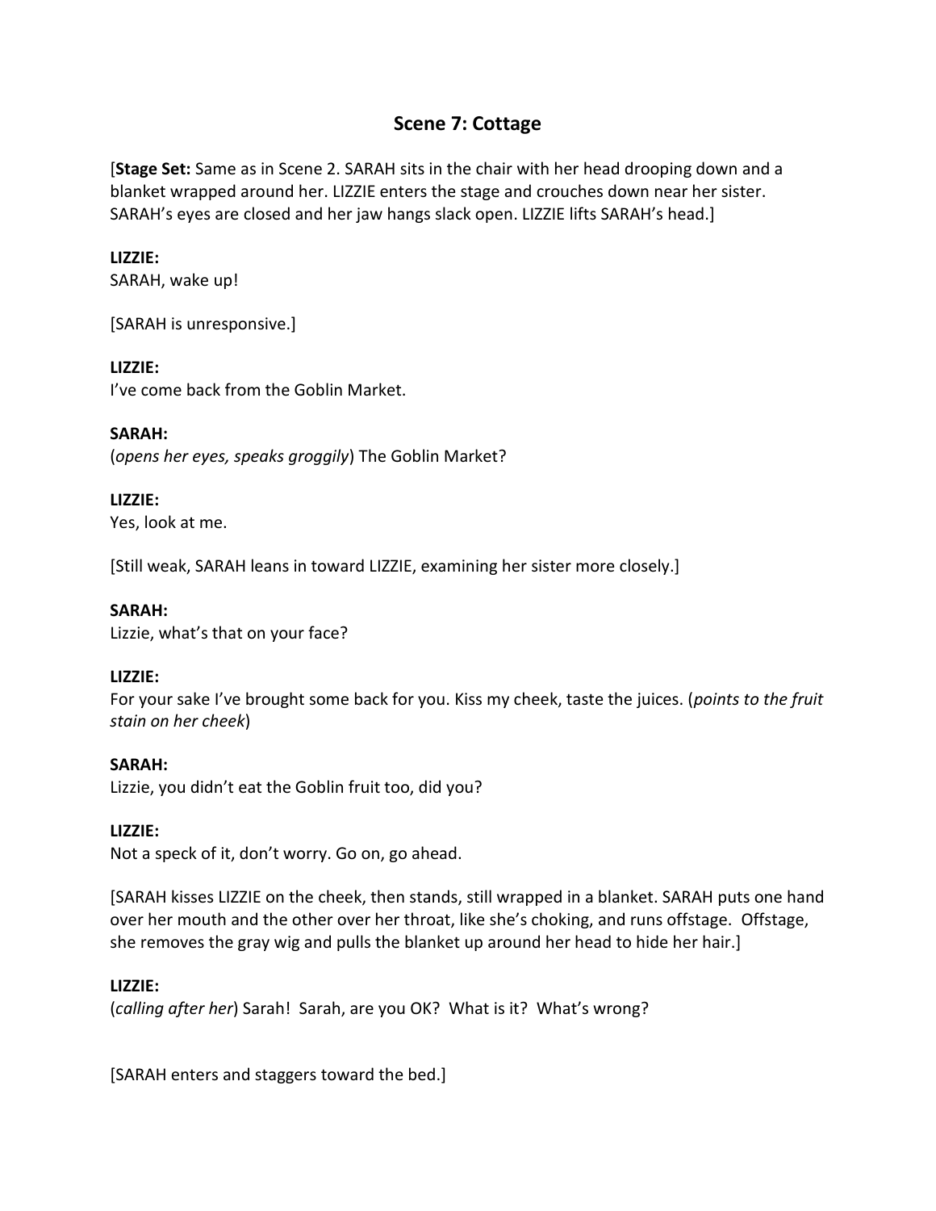## Scene 7: Cottage

[**Stage Set:** Same as in Scene 2. SARAH sits in the chair with her head drooping down and a blanket wrapped around her. LIZZIE enters the stage and crouches down near her sister. SARAH's eyes are closed and her jaw hangs slack open. LIZZIE lifts SARAH's head.]

**LIZZIE:**
SARAH, wake up!

[SARAH is unresponsive.]

**LIZZIE:**
I've come back from the Goblin Market.

**SARAH:**
(*opens her eyes, speaks groggily*) The Goblin Market?

**LIZZIE:**
Yes, look at me.

[Still weak, SARAH leans in toward LIZZIE, examining her sister more closely.]

**SARAH:**
Lizzie, what's that on your face?

**LIZZIE:**
For your sake I've brought some back for you. Kiss my cheek, taste the juices. (*points to the fruit stain on her cheek*)

**SARAH:**
Lizzie, you didn't eat the Goblin fruit too, did you?

**LIZZIE:**
Not a speck of it, don't worry. Go on, go ahead.

[SARAH kisses LIZZIE on the cheek, then stands, still wrapped in a blanket. SARAH puts one hand over her mouth and the other over her throat, like she's choking, and runs offstage. Offstage, she removes the gray wig and pulls the blanket up around her head to hide her hair.]

**LIZZIE:**
(*calling after her*) Sarah! Sarah, are you OK? What is it? What's wrong?

[SARAH enters and staggers toward the bed.]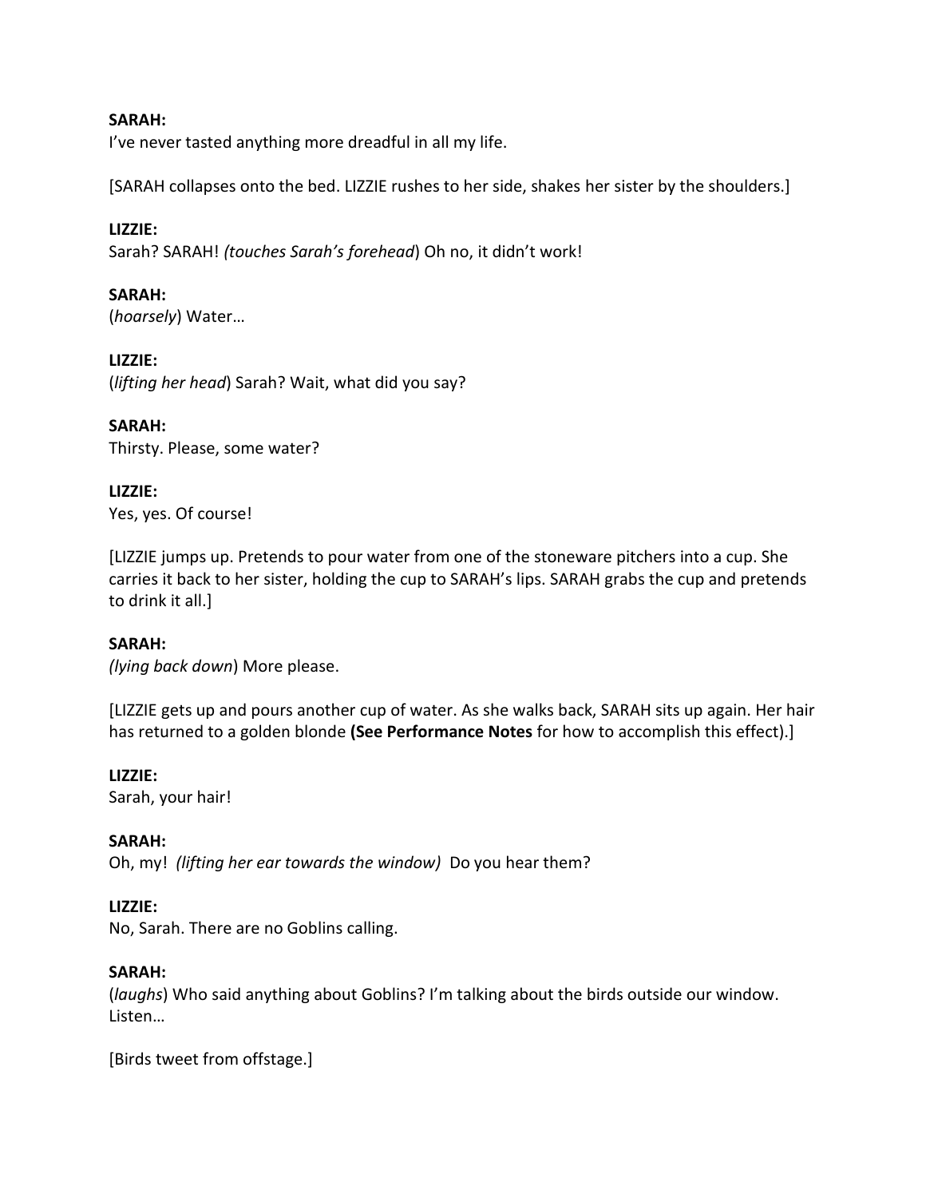**SARAH:**
I've never tasted anything more dreadful in all my life.

[SARAH collapses onto the bed. LIZZIE rushes to her side, shakes her sister by the shoulders.]

**LIZZIE:**
Sarah? SARAH! *(touches Sarah's forehead*) Oh no, it didn't work!

**SARAH:**
(*hoarsely*) Water…

**LIZZIE:**
(*lifting her head*) Sarah? Wait, what did you say?

**SARAH:**
Thirsty. Please, some water?

**LIZZIE:**
Yes, yes. Of course!

[LIZZIE jumps up. Pretends to pour water from one of the stoneware pitchers into a cup. She carries it back to her sister, holding the cup to SARAH's lips. SARAH grabs the cup and pretends to drink it all.]

**SARAH:**
*(lying back down*) More please.

[LIZZIE gets up and pours another cup of water. As she walks back, SARAH sits up again. Her hair has returned to a golden blonde **(See Performance Notes** for how to accomplish this effect).]

**LIZZIE:**
Sarah, your hair!

**SARAH:**
Oh, my! *(lifting her ear towards the window)* Do you hear them?

**LIZZIE:**
No, Sarah. There are no Goblins calling.

**SARAH:**
(*laughs*) Who said anything about Goblins? I'm talking about the birds outside our window. Listen…

[Birds tweet from offstage.]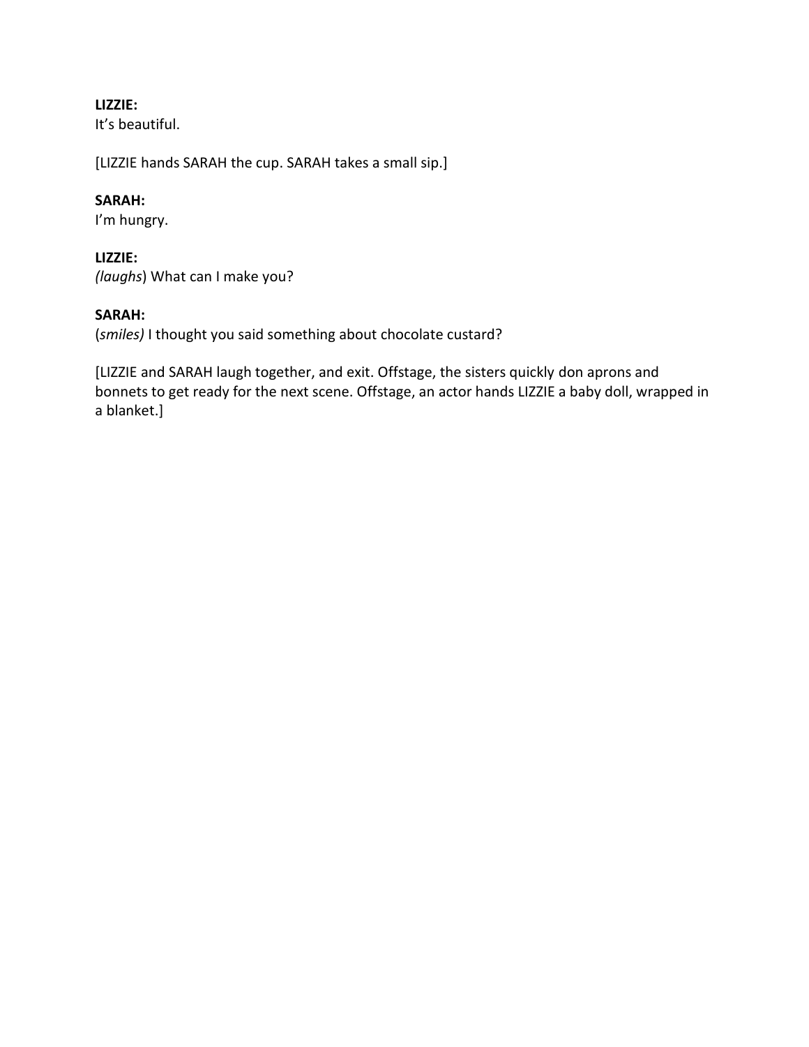**LIZZIE:**
It's beautiful.

[LIZZIE hands SARAH the cup. SARAH takes a small sip.]

**SARAH:**
I'm hungry.

**LIZZIE:**
*(laughs*) What can I make you?

**SARAH:**
(*smiles)* I thought you said something about chocolate custard?

[LIZZIE and SARAH laugh together, and exit. Offstage, the sisters quickly don aprons and bonnets to get ready for the next scene. Offstage, an actor hands LIZZIE a baby doll, wrapped in a blanket.]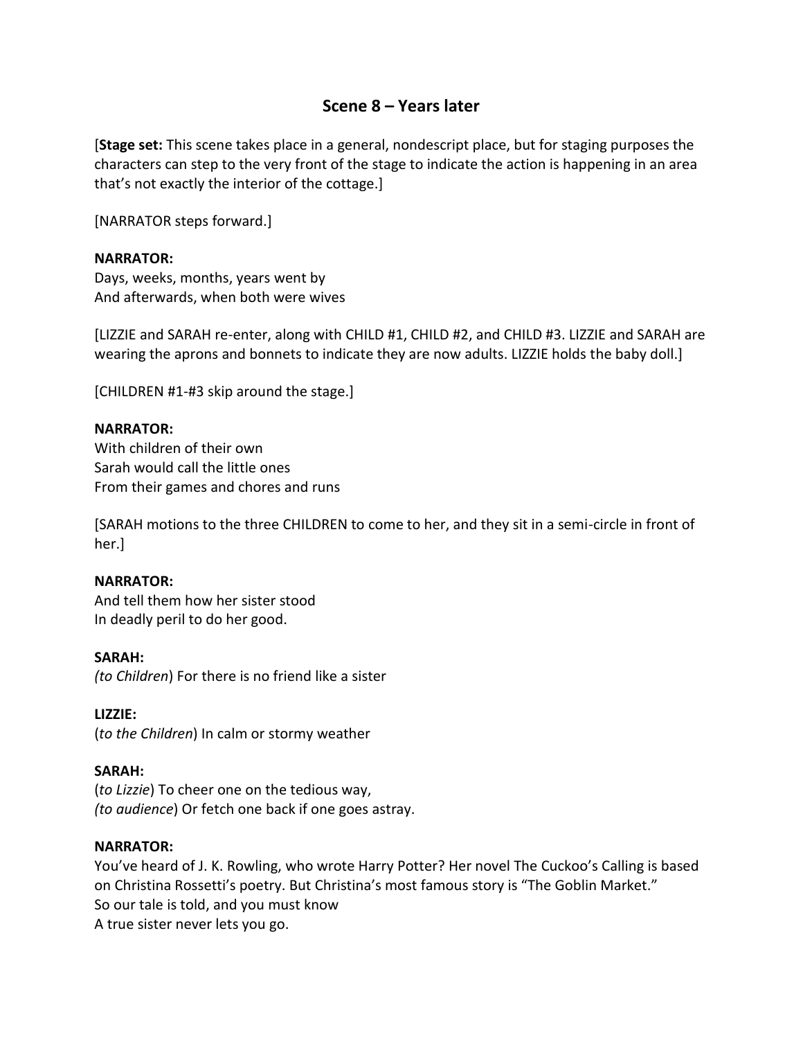## Scene 8 – Years later

[**Stage set:** This scene takes place in a general, nondescript place, but for staging purposes the characters can step to the very front of the stage to indicate the action is happening in an area that's not exactly the interior of the cottage.]

[NARRATOR steps forward.]

**NARRATOR:**
Days, weeks, months, years went by
And afterwards, when both were wives

[LIZZIE and SARAH re-enter, along with CHILD #1, CHILD #2, and CHILD #3. LIZZIE and SARAH are wearing the aprons and bonnets to indicate they are now adults. LIZZIE holds the baby doll.]

[CHILDREN #1-#3 skip around the stage.]

**NARRATOR:**
With children of their own
Sarah would call the little ones
From their games and chores and runs

[SARAH motions to the three CHILDREN to come to her, and they sit in a semi-circle in front of her.]

**NARRATOR:**
And tell them how her sister stood
In deadly peril to do her good.

**SARAH:**
*(to Children*) For there is no friend like a sister

**LIZZIE:**
(*to the Children*) In calm or stormy weather

**SARAH:**
(*to Lizzie*) To cheer one on the tedious way,
*(to audience*) Or fetch one back if one goes astray.

**NARRATOR:**
You've heard of J. K. Rowling, who wrote Harry Potter? Her novel The Cuckoo's Calling is based on Christina Rossetti's poetry. But Christina's most famous story is "The Goblin Market."
So our tale is told, and you must know
A true sister never lets you go.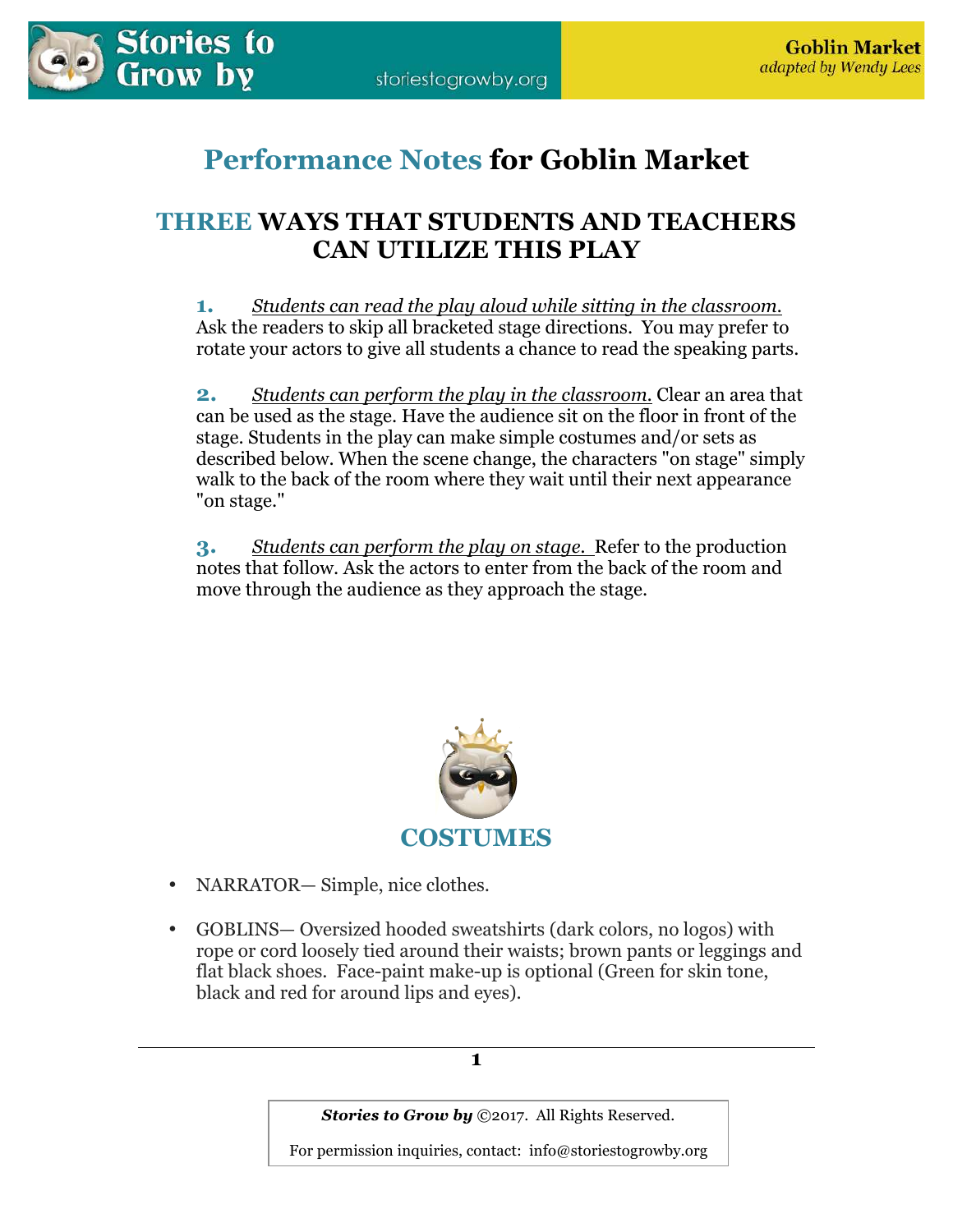# Performance Notes for Goblin Market

## THREE WAYS THAT STUDENTS AND TEACHERS CAN UTILIZE THIS PLAY

**1.** *Students can read the play aloud while sitting in the classroom.* Ask the readers to skip all bracketed stage directions. You may prefer to rotate your actors to give all students a chance to read the speaking parts.

**2.** *Students can perform the play in the classroom.* Clear an area that can be used as the stage. Have the audience sit on the floor in front of the stage. Students in the play can make simple costumes and/or sets as described below. When the scene change, the characters "on stage" simply walk to the back of the room where they wait until their next appearance "on stage."

**3.** *Students can perform the play on stage.* Refer to the production notes that follow. Ask the actors to enter from the back of the room and move through the audience as they approach the stage.

## COSTUMES

- NARRATOR— Simple, nice clothes.
- GOBLINS— Oversized hooded sweatshirts (dark colors, no logos) with rope or cord loosely tied around their waists; brown pants or leggings and flat black shoes. Face-paint make-up is optional (Green for skin tone, black and red for around lips and eyes).

*Stories to Grow by* ©2017. All Rights Reserved.

For permission inquiries, contact: info@storiestogrowby.org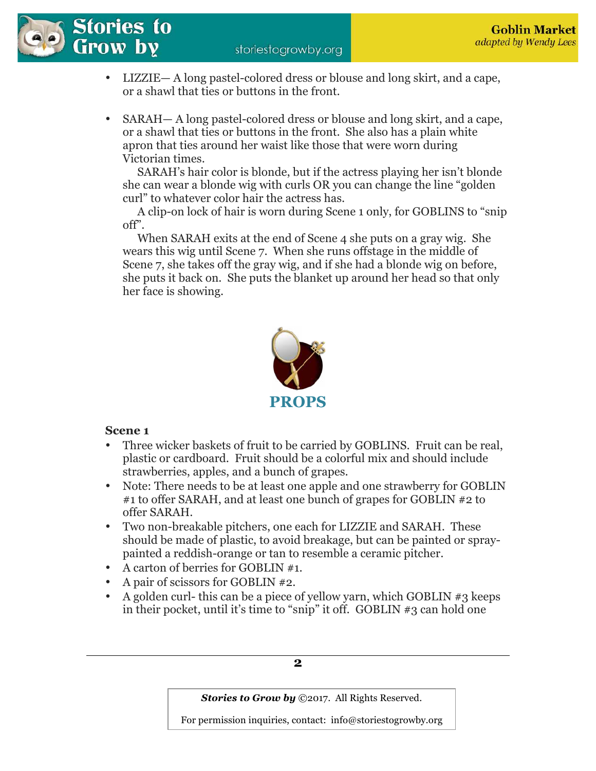- LIZZIE— A long pastel-colored dress or blouse and long skirt, and a cape, or a shawl that ties or buttons in the front.

- SARAH— A long pastel-colored dress or blouse and long skirt, and a cape, or a shawl that ties or buttons in the front. She also has a plain white apron that ties around her waist like those that were worn during Victorian times.
  SARAH's hair color is blonde, but if the actress playing her isn't blonde she can wear a blonde wig with curls OR you can change the line "golden curl" to whatever color hair the actress has.
  A clip-on lock of hair is worn during Scene 1 only, for GOBLINS to "snip off".
  When SARAH exits at the end of Scene 4 she puts on a gray wig. She wears this wig until Scene 7. When she runs offstage in the middle of Scene 7, she takes off the gray wig, and if she had a blonde wig on before, she puts it back on. She puts the blanket up around her head so that only her face is showing.

## PROPS

**Scene 1**

- Three wicker baskets of fruit to be carried by GOBLINS. Fruit can be real, plastic or cardboard. Fruit should be a colorful mix and should include strawberries, apples, and a bunch of grapes.
- Note: There needs to be at least one apple and one strawberry for GOBLIN #1 to offer SARAH, and at least one bunch of grapes for GOBLIN #2 to offer SARAH.
- Two non-breakable pitchers, one each for LIZZIE and SARAH. These should be made of plastic, to avoid breakage, but can be painted or spray-painted a reddish-orange or tan to resemble a ceramic pitcher.
- A carton of berries for GOBLIN #1.
- A pair of scissors for GOBLIN #2.
- A golden curl- this can be a piece of yellow yarn, which GOBLIN #3 keeps in their pocket, until it's time to "snip" it off. GOBLIN #3 can hold one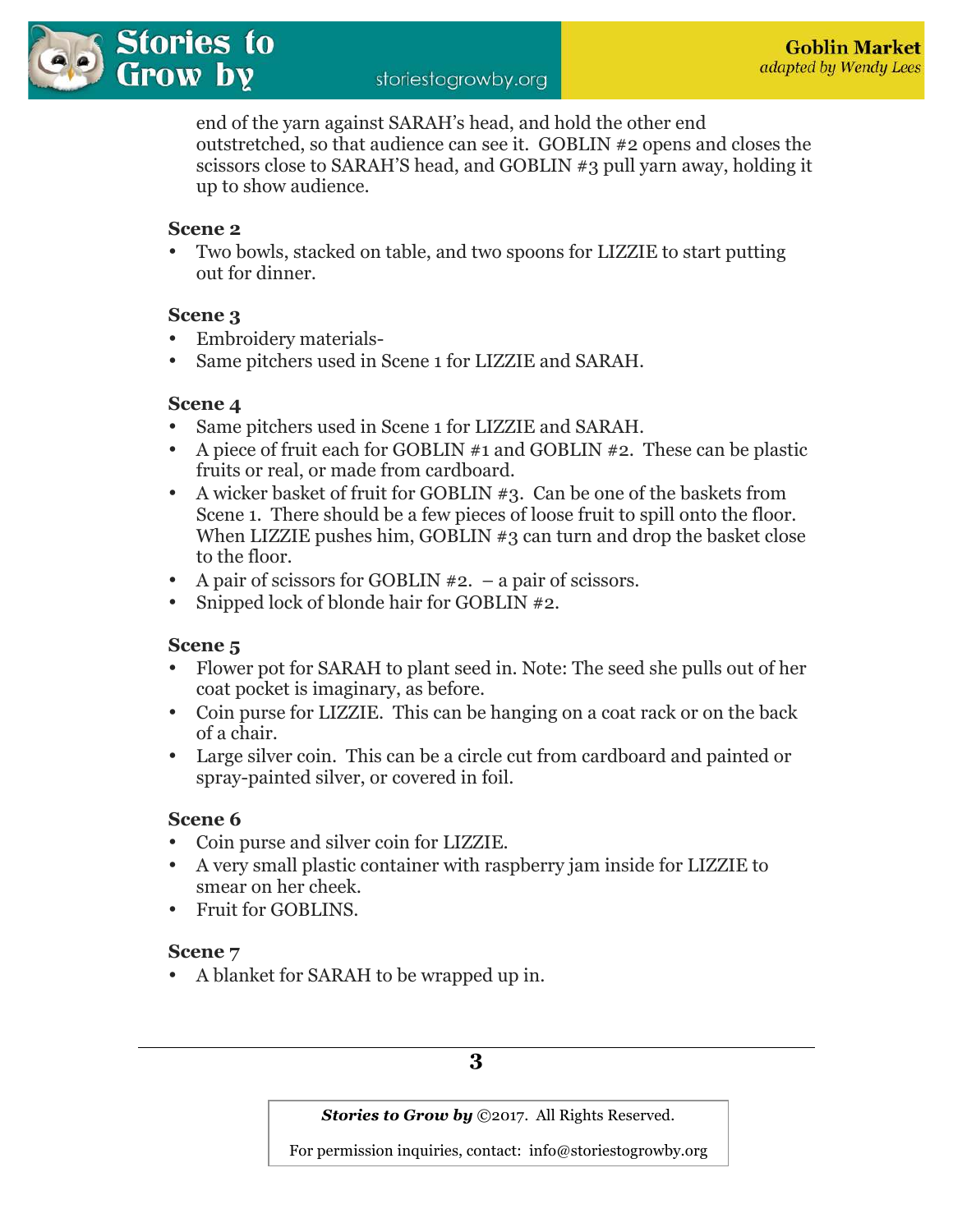end of the yarn against SARAH's head, and hold the other end outstretched, so that audience can see it. GOBLIN #2 opens and closes the scissors close to SARAH'S head, and GOBLIN #3 pull yarn away, holding it up to show audience.

**Scene 2**

- Two bowls, stacked on table, and two spoons for LIZZIE to start putting out for dinner.

**Scene 3**

- Embroidery materials-
- Same pitchers used in Scene 1 for LIZZIE and SARAH.

**Scene 4**

- Same pitchers used in Scene 1 for LIZZIE and SARAH.
- A piece of fruit each for GOBLIN #1 and GOBLIN #2. These can be plastic fruits or real, or made from cardboard.
- A wicker basket of fruit for GOBLIN #3. Can be one of the baskets from Scene 1. There should be a few pieces of loose fruit to spill onto the floor. When LIZZIE pushes him, GOBLIN #3 can turn and drop the basket close to the floor.
- A pair of scissors for GOBLIN #2. – a pair of scissors.
- Snipped lock of blonde hair for GOBLIN #2.

**Scene 5**

- Flower pot for SARAH to plant seed in. Note: The seed she pulls out of her coat pocket is imaginary, as before.
- Coin purse for LIZZIE. This can be hanging on a coat rack or on the back of a chair.
- Large silver coin. This can be a circle cut from cardboard and painted or spray-painted silver, or covered in foil.

**Scene 6**

- Coin purse and silver coin for LIZZIE.
- A very small plastic container with raspberry jam inside for LIZZIE to smear on her cheek.
- Fruit for GOBLINS.

**Scene 7**

- A blanket for SARAH to be wrapped up in.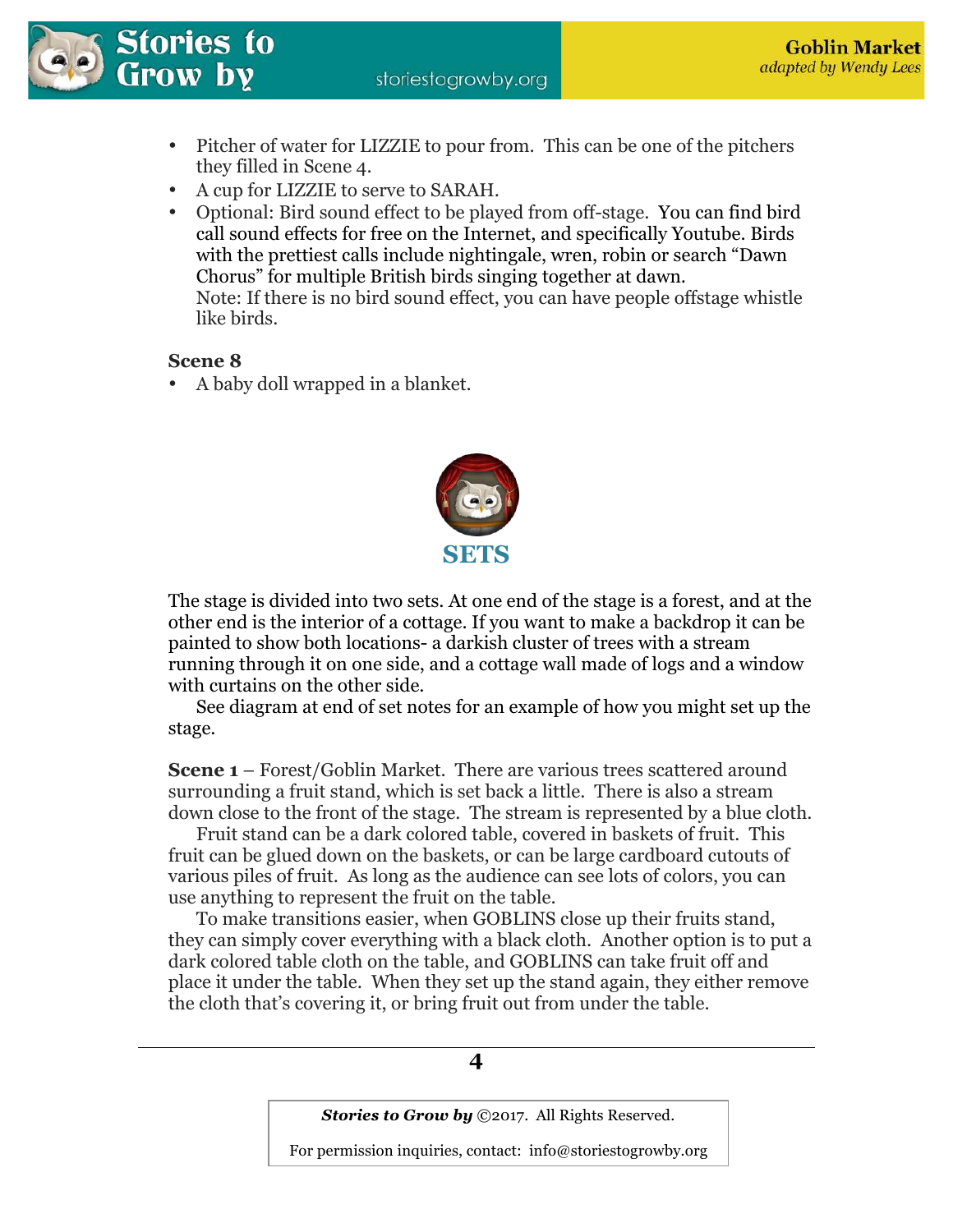- Pitcher of water for LIZZIE to pour from. This can be one of the pitchers they filled in Scene 4.
- A cup for LIZZIE to serve to SARAH.
- Optional: Bird sound effect to be played from off-stage. You can find bird call sound effects for free on the Internet, and specifically Youtube. Birds with the prettiest calls include nightingale, wren, robin or search "Dawn Chorus" for multiple British birds singing together at dawn.
  Note: If there is no bird sound effect, you can have people offstage whistle like birds.

**Scene 8**

- A baby doll wrapped in a blanket.

## SETS

The stage is divided into two sets. At one end of the stage is a forest, and at the other end is the interior of a cottage. If you want to make a backdrop it can be painted to show both locations- a darkish cluster of trees with a stream running through it on one side, and a cottage wall made of logs and a window with curtains on the other side.

See diagram at end of set notes for an example of how you might set up the stage.

**Scene 1** – Forest/Goblin Market. There are various trees scattered around surrounding a fruit stand, which is set back a little. There is also a stream down close to the front of the stage. The stream is represented by a blue cloth.

Fruit stand can be a dark colored table, covered in baskets of fruit. This fruit can be glued down on the baskets, or can be large cardboard cutouts of various piles of fruit. As long as the audience can see lots of colors, you can use anything to represent the fruit on the table.

To make transitions easier, when GOBLINS close up their fruits stand, they can simply cover everything with a black cloth. Another option is to put a dark colored table cloth on the table, and GOBLINS can take fruit off and place it under the table. When they set up the stand again, they either remove the cloth that's covering it, or bring fruit out from under the table.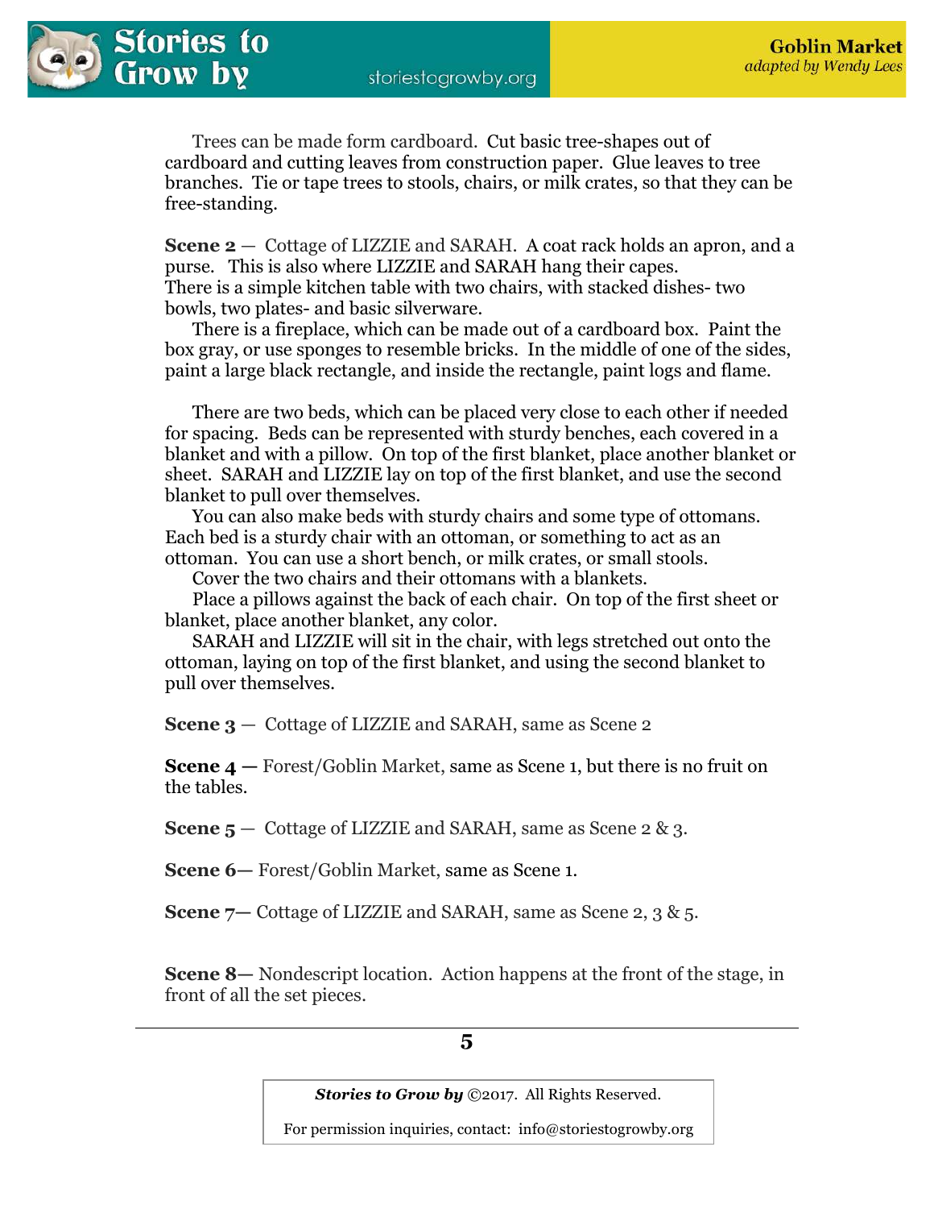Trees can be made form cardboard. Cut basic tree-shapes out of cardboard and cutting leaves from construction paper. Glue leaves to tree branches. Tie or tape trees to stools, chairs, or milk crates, so that they can be free-standing.

**Scene 2** — Cottage of LIZZIE and SARAH. A coat rack holds an apron, and a purse. This is also where LIZZIE and SARAH hang their capes.
There is a simple kitchen table with two chairs, with stacked dishes- two bowls, two plates- and basic silverware.

There is a fireplace, which can be made out of a cardboard box. Paint the box gray, or use sponges to resemble bricks. In the middle of one of the sides, paint a large black rectangle, and inside the rectangle, paint logs and flame.

There are two beds, which can be placed very close to each other if needed for spacing. Beds can be represented with sturdy benches, each covered in a blanket and with a pillow. On top of the first blanket, place another blanket or sheet. SARAH and LIZZIE lay on top of the first blanket, and use the second blanket to pull over themselves.

You can also make beds with sturdy chairs and some type of ottomans. Each bed is a sturdy chair with an ottoman, or something to act as an ottoman. You can use a short bench, or milk crates, or small stools.

Cover the two chairs and their ottomans with a blankets.

Place a pillows against the back of each chair. On top of the first sheet or blanket, place another blanket, any color.

SARAH and LIZZIE will sit in the chair, with legs stretched out onto the ottoman, laying on top of the first blanket, and using the second blanket to pull over themselves.

**Scene 3** — Cottage of LIZZIE and SARAH, same as Scene 2

**Scene 4 —** Forest/Goblin Market, same as Scene 1, but there is no fruit on the tables.

**Scene 5** — Cottage of LIZZIE and SARAH, same as Scene 2 & 3.

**Scene 6—** Forest/Goblin Market, same as Scene 1.

**Scene 7—** Cottage of LIZZIE and SARAH, same as Scene 2, 3 & 5.

**Scene 8—** Nondescript location. Action happens at the front of the stage, in front of all the set pieces.

***Stories to Grow by*** ©2017. All Rights Reserved.

For permission inquiries, contact: info@storiestogrowby.org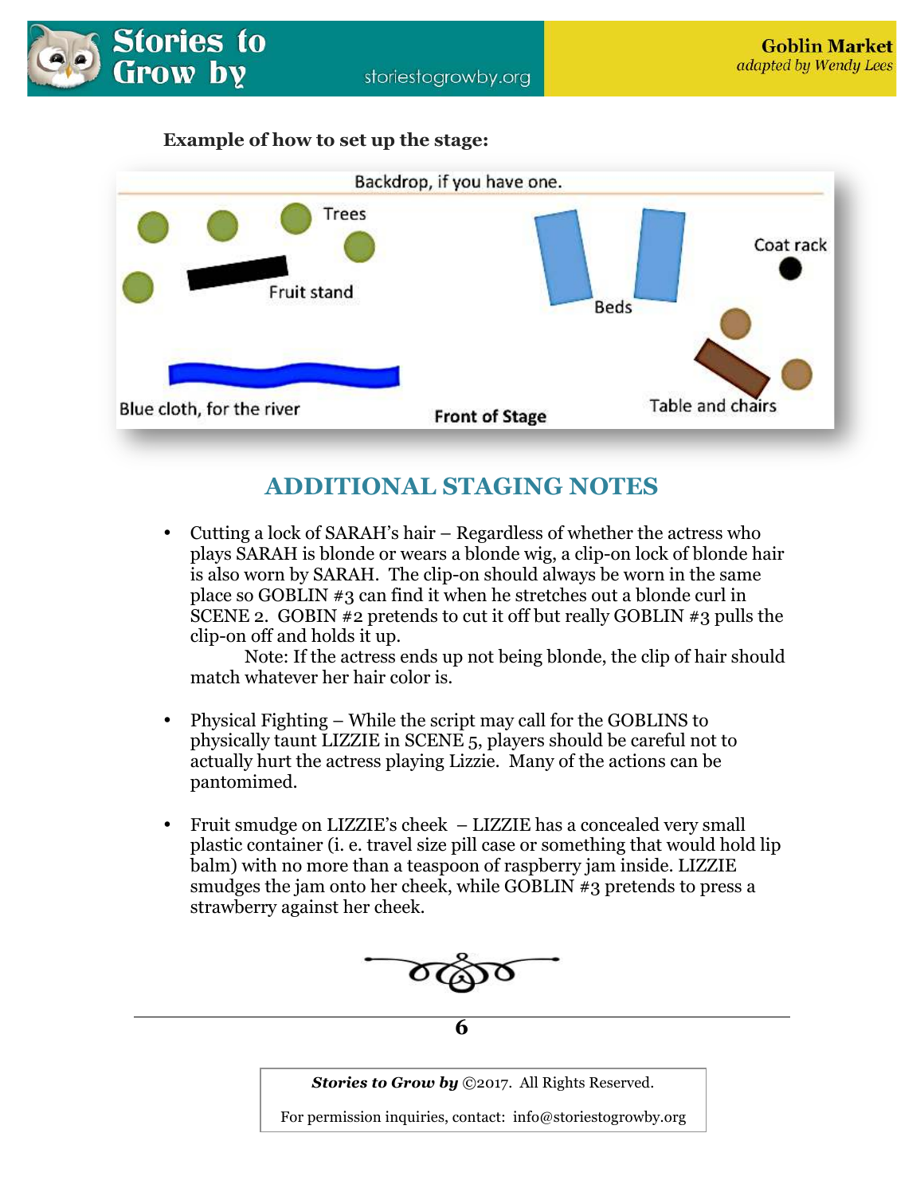**Example of how to set up the stage:**

Backdrop, if you have one.

Trees

Fruit stand

Beds

Coat rack

Table and chairs

Blue cloth, for the river

Front of Stage

## ADDITIONAL STAGING NOTES

- Cutting a lock of SARAH's hair – Regardless of whether the actress who plays SARAH is blonde or wears a blonde wig, a clip-on lock of blonde hair is also worn by SARAH. The clip-on should always be worn in the same place so GOBLIN #3 can find it when he stretches out a blonde curl in SCENE 2. GOBIN #2 pretends to cut it off but really GOBLIN #3 pulls the clip-on off and holds it up.
  Note: If the actress ends up not being blonde, the clip of hair should match whatever her hair color is.

- Physical Fighting – While the script may call for the GOBLINS to physically taunt LIZZIE in SCENE 5, players should be careful not to actually hurt the actress playing Lizzie. Many of the actions can be pantomimed.

- Fruit smudge on LIZZIE's cheek – LIZZIE has a concealed very small plastic container (i. e. travel size pill case or something that would hold lip balm) with no more than a teaspoon of raspberry jam inside. LIZZIE smudges the jam onto her cheek, while GOBLIN #3 pretends to press a strawberry against her cheek.

***Stories to Grow by*** ©2017. All Rights Reserved.

For permission inquiries, contact: info@storiestogrowby.org